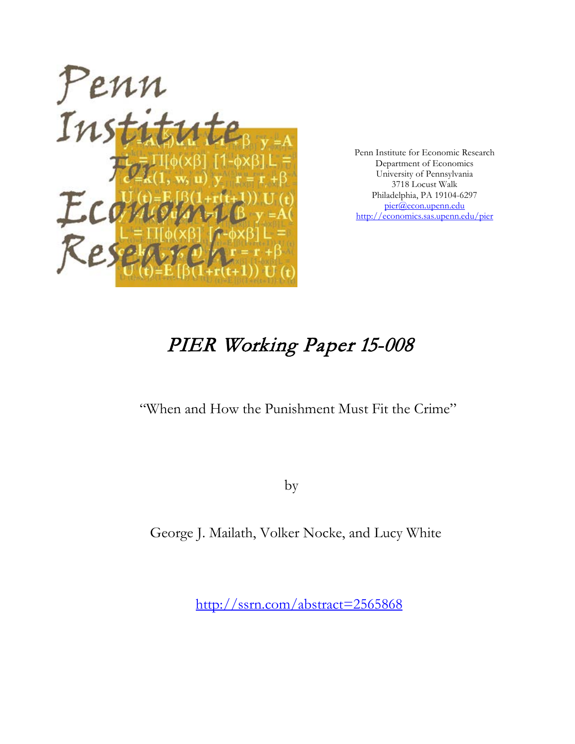Penn Institute for Economic Research
Department of Economics
University of Pennsylvania
3718 Locust Walk
Philadelphia, PA 19104-6297
pier@econ.upenn.edu
http://economics.sas.upenn.edu/pier

# PIER Working Paper 15-008

"When and How the Punishment Must Fit the Crime"

by

George J. Mailath, Volker Nocke, and Lucy White

http://ssrn.com/abstract=2565868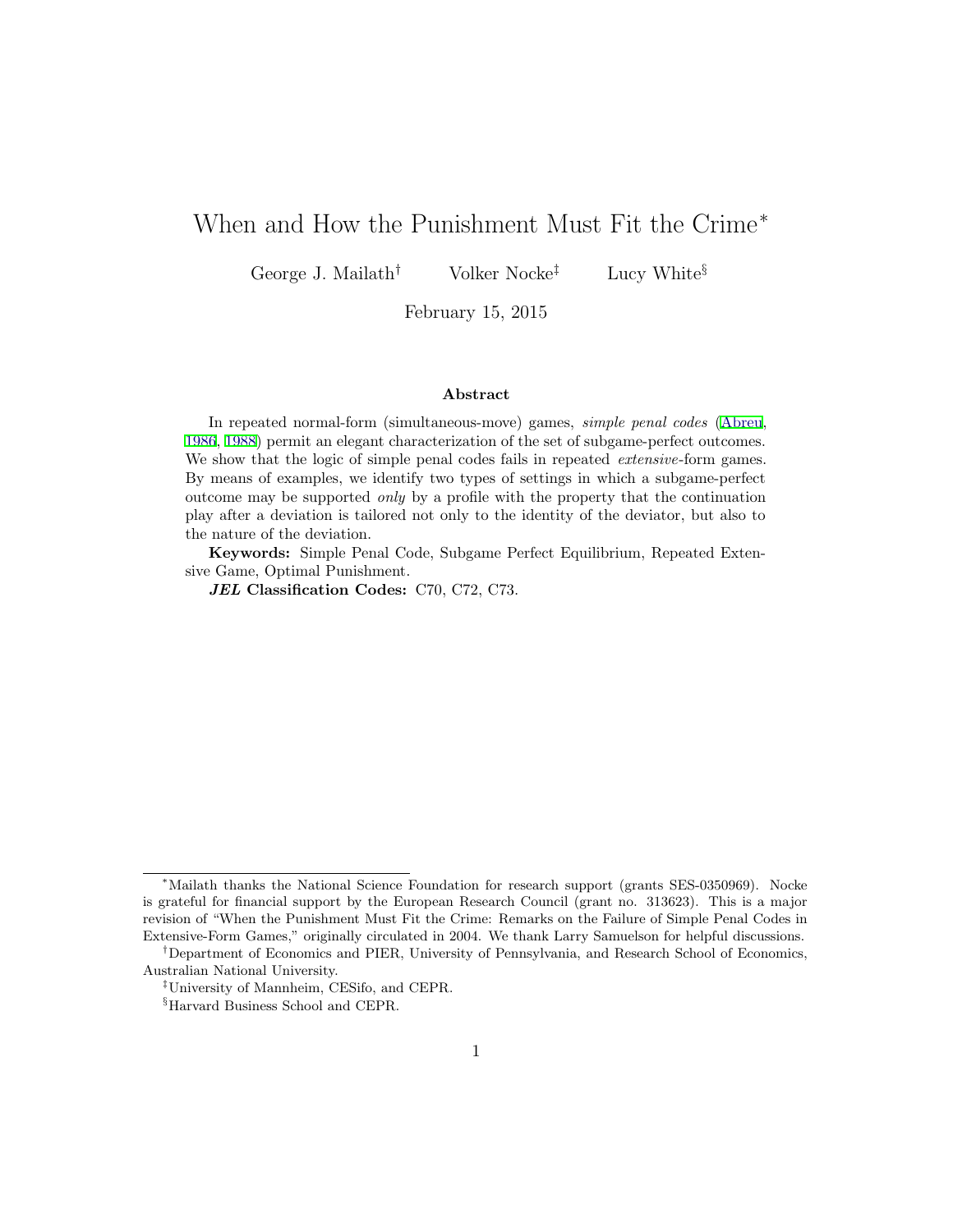# When and How the Punishment Must Fit the Crime*

George J. Mailath[†] Volker Nocke[‡] Lucy White[§]

February 15, 2015

### Abstract

In repeated normal-form (simultaneous-move) games, *simple penal codes* (Abreu, 1986, 1988) permit an elegant characterization of the set of subgame-perfect outcomes. We show that the logic of simple penal codes fails in repeated *extensive*-form games. By means of examples, we identify two types of settings in which a subgame-perfect outcome may be supported *only* by a profile with the property that the continuation play after a deviation is tailored not only to the identity of the deviator, but also to the nature of the deviation.

**Keywords:** Simple Penal Code, Subgame Perfect Equilibrium, Repeated Extensive Game, Optimal Punishment.

***JEL* Classification Codes:** C70, C72, C73.

---

*Mailath thanks the National Science Foundation for research support (grants SES-0350969). Nocke is grateful for financial support by the European Research Council (grant no. 313623). This is a major revision of "When the Punishment Must Fit the Crime: Remarks on the Failure of Simple Penal Codes in Extensive-Form Games," originally circulated in 2004. We thank Larry Samuelson for helpful discussions.

[†]Department of Economics and PIER, University of Pennsylvania, and Research School of Economics, Australian National University.

[‡]University of Mannheim, CESifo, and CEPR.

[§]Harvard Business School and CEPR.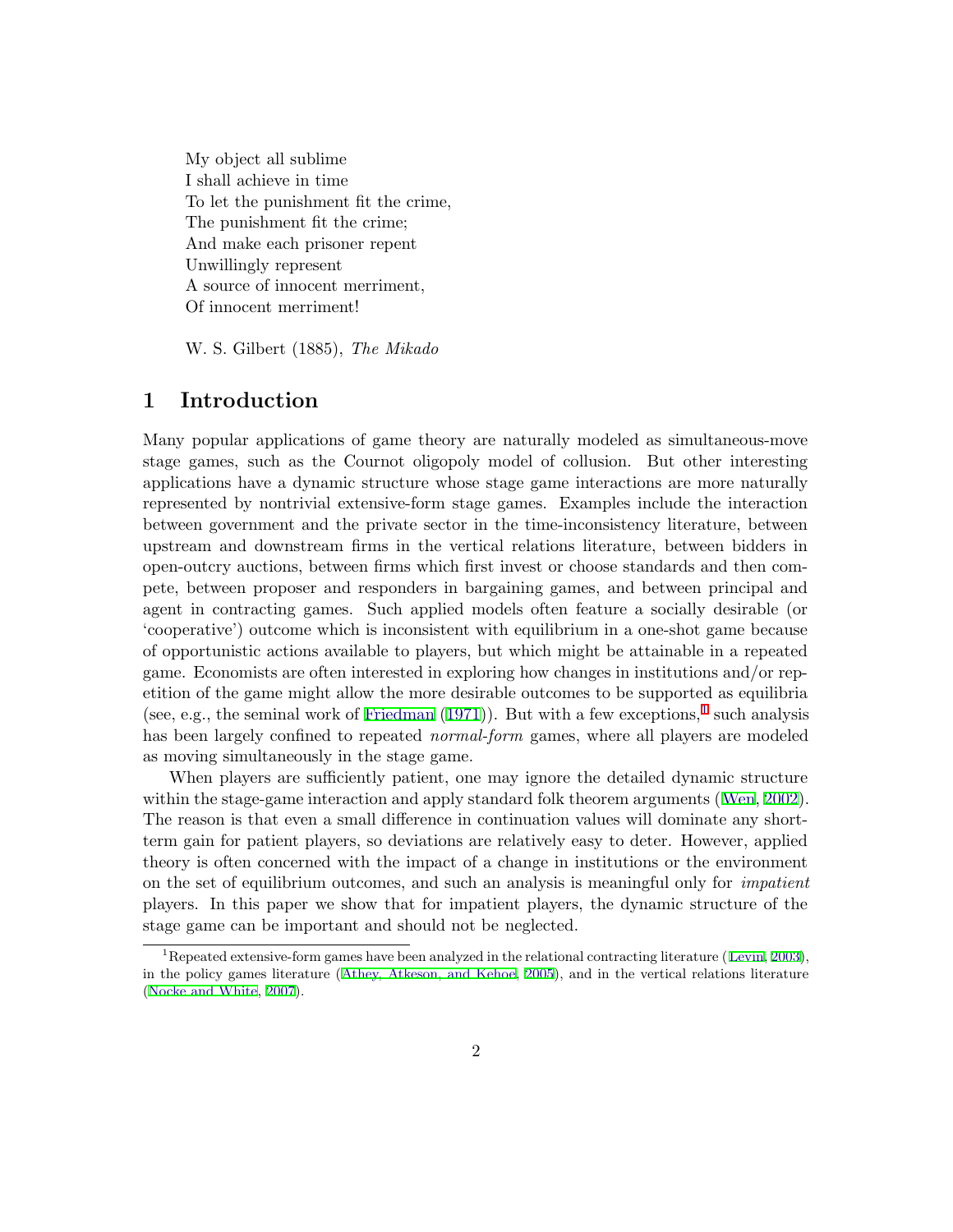My object all sublime  
I shall achieve in time  
To let the punishment fit the crime,  
The punishment fit the crime;  
And make each prisoner repent  
Unwillingly represent  
A source of innocent merriment,  
Of innocent merriment!

W. S. Gilbert (1885), *The Mikado*

# 1 Introduction

Many popular applications of game theory are naturally modeled as simultaneous-move stage games, such as the Cournot oligopoly model of collusion. But other interesting applications have a dynamic structure whose stage game interactions are more naturally represented by nontrivial extensive-form stage games. Examples include the interaction between government and the private sector in the time-inconsistency literature, between upstream and downstream firms in the vertical relations literature, between bidders in open-outcry auctions, between firms which first invest or choose standards and then compete, between proposer and responders in bargaining games, and between principal and agent in contracting games. Such applied models often feature a socially desirable (or 'cooperative') outcome which is inconsistent with equilibrium in a one-shot game because of opportunistic actions available to players, but which might be attainable in a repeated game. Economists are often interested in exploring how changes in institutions and/or repetition of the game might allow the more desirable outcomes to be supported as equilibria (see, e.g., the seminal work of Friedman (1971)). But with a few exceptions,[1] such analysis has been largely confined to repeated *normal-form* games, where all players are modeled as moving simultaneously in the stage game.

When players are sufficiently patient, one may ignore the detailed dynamic structure within the stage-game interaction and apply standard folk theorem arguments (Wen, 2002). The reason is that even a small difference in continuation values will dominate any short-term gain for patient players, so deviations are relatively easy to deter. However, applied theory is often concerned with the impact of a change in institutions or the environment on the set of equilibrium outcomes, and such an analysis is meaningful only for *impatient* players. In this paper we show that for impatient players, the dynamic structure of the stage game can be important and should not be neglected.

[1] Repeated extensive-form games have been analyzed in the relational contracting literature (Levin, 2003), in the policy games literature (Athey, Atkeson, and Kehoe, 2005), and in the vertical relations literature (Nocke and White, 2007).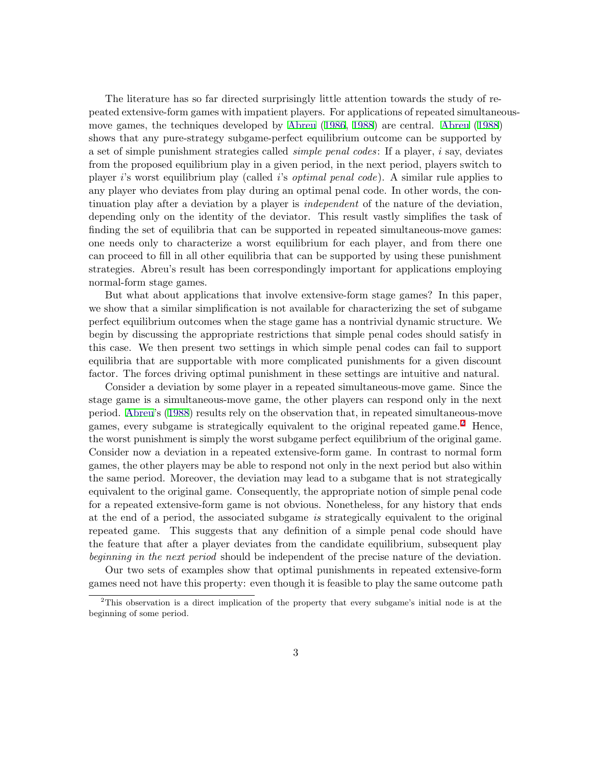The literature has so far directed surprisingly little attention towards the study of repeated extensive-form games with impatient players. For applications of repeated simultaneous-move games, the techniques developed by Abreu (1986, 1988) are central. Abreu (1988) shows that any pure-strategy subgame-perfect equilibrium outcome can be supported by a set of simple punishment strategies called *simple penal codes*: If a player, $i$ say, deviates from the proposed equilibrium play in a given period, in the next period, players switch to player $i$'s worst equilibrium play (called $i$'s *optimal penal code*). A similar rule applies to any player who deviates from play during an optimal penal code. In other words, the continuation play after a deviation by a player is *independent* of the nature of the deviation, depending only on the identity of the deviator. This result vastly simplifies the task of finding the set of equilibria that can be supported in repeated simultaneous-move games: one needs only to characterize a worst equilibrium for each player, and from there one can proceed to fill in all other equilibria that can be supported by using these punishment strategies. Abreu's result has been correspondingly important for applications employing normal-form stage games.

But what about applications that involve extensive-form stage games? In this paper, we show that a similar simplification is not available for characterizing the set of subgame perfect equilibrium outcomes when the stage game has a nontrivial dynamic structure. We begin by discussing the appropriate restrictions that simple penal codes should satisfy in this case. We then present two settings in which simple penal codes can fail to support equilibria that are supportable with more complicated punishments for a given discount factor. The forces driving optimal punishment in these settings are intuitive and natural.

Consider a deviation by some player in a repeated simultaneous-move game. Since the stage game is a simultaneous-move game, the other players can respond only in the next period. Abreu's (1988) results rely on the observation that, in repeated simultaneous-move games, every subgame is strategically equivalent to the original repeated game.[2] Hence, the worst punishment is simply the worst subgame perfect equilibrium of the original game. Consider now a deviation in a repeated extensive-form game. In contrast to normal form games, the other players may be able to respond not only in the next period but also within the same period. Moreover, the deviation may lead to a subgame that is not strategically equivalent to the original game. Consequently, the appropriate notion of simple penal code for a repeated extensive-form game is not obvious. Nonetheless, for any history that ends at the end of a period, the associated subgame *is* strategically equivalent to the original repeated game. This suggests that any definition of a simple penal code should have the feature that after a player deviates from the candidate equilibrium, subsequent play *beginning in the next period* should be independent of the precise nature of the deviation.

Our two sets of examples show that optimal punishments in repeated extensive-form games need not have this property: even though it is feasible to play the same outcome path

[2]This observation is a direct implication of the property that every subgame's initial node is at the beginning of some period.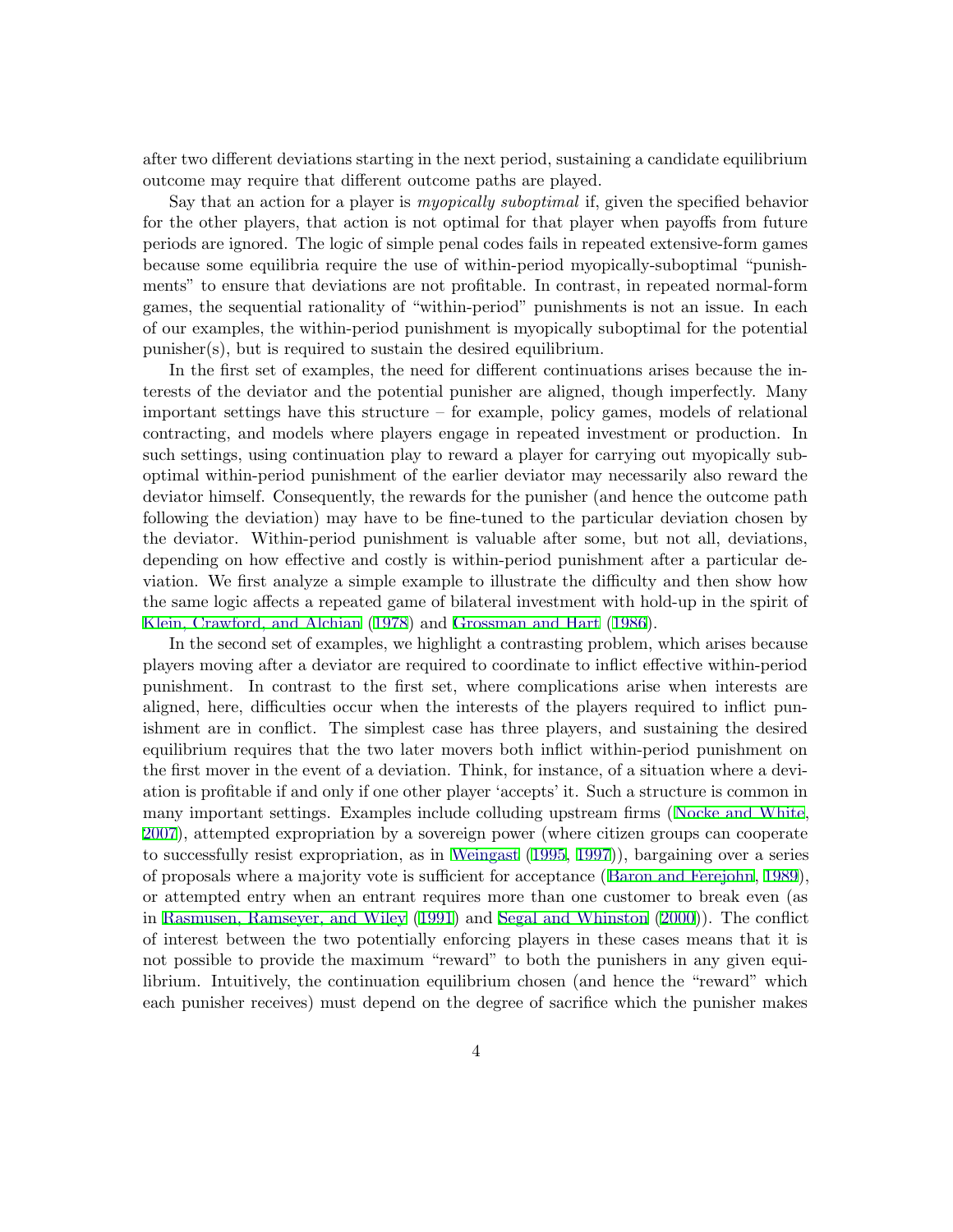after two different deviations starting in the next period, sustaining a candidate equilibrium outcome may require that different outcome paths are played.

Say that an action for a player is *myopically suboptimal* if, given the specified behavior for the other players, that action is not optimal for that player when payoffs from future periods are ignored. The logic of simple penal codes fails in repeated extensive-form games because some equilibria require the use of within-period myopically-suboptimal "punishments" to ensure that deviations are not profitable. In contrast, in repeated normal-form games, the sequential rationality of "within-period" punishments is not an issue. In each of our examples, the within-period punishment is myopically suboptimal for the potential punisher(s), but is required to sustain the desired equilibrium.

In the first set of examples, the need for different continuations arises because the interests of the deviator and the potential punisher are aligned, though imperfectly. Many important settings have this structure – for example, policy games, models of relational contracting, and models where players engage in repeated investment or production. In such settings, using continuation play to reward a player for carrying out myopically suboptimal within-period punishment of the earlier deviator may necessarily also reward the deviator himself. Consequently, the rewards for the punisher (and hence the outcome path following the deviation) may have to be fine-tuned to the particular deviation chosen by the deviator. Within-period punishment is valuable after some, but not all, deviations, depending on how effective and costly is within-period punishment after a particular deviation. We first analyze a simple example to illustrate the difficulty and then show how the same logic affects a repeated game of bilateral investment with hold-up in the spirit of Klein, Crawford, and Alchian (1978) and Grossman and Hart (1986).

In the second set of examples, we highlight a contrasting problem, which arises because players moving after a deviator are required to coordinate to inflict effective within-period punishment. In contrast to the first set, where complications arise when interests are aligned, here, difficulties occur when the interests of the players required to inflict punishment are in conflict. The simplest case has three players, and sustaining the desired equilibrium requires that the two later movers both inflict within-period punishment on the first mover in the event of a deviation. Think, for instance, of a situation where a deviation is profitable if and only if one other player 'accepts' it. Such a structure is common in many important settings. Examples include colluding upstream firms (Nocke and White, 2007), attempted expropriation by a sovereign power (where citizen groups can cooperate to successfully resist expropriation, as in Weingast (1995, 1997)), bargaining over a series of proposals where a majority vote is sufficient for acceptance (Baron and Ferejohn, 1989), or attempted entry when an entrant requires more than one customer to break even (as in Rasmusen, Ramseyer, and Wiley (1991) and Segal and Whinston (2000)). The conflict of interest between the two potentially enforcing players in these cases means that it is not possible to provide the maximum "reward" to both the punishers in any given equilibrium. Intuitively, the continuation equilibrium chosen (and hence the "reward" which each punisher receives) must depend on the degree of sacrifice which the punisher makes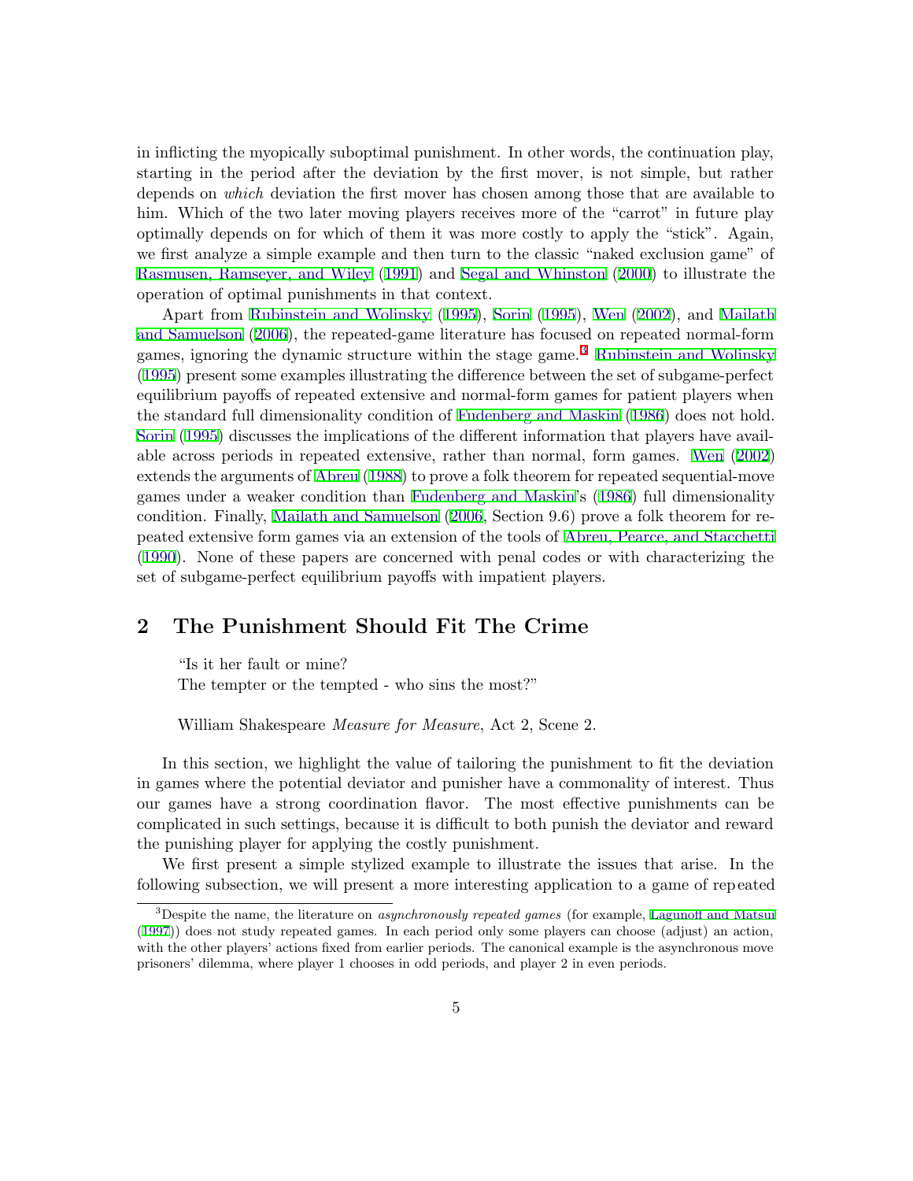in inflicting the myopically suboptimal punishment. In other words, the continuation play, starting in the period after the deviation by the first mover, is not simple, but rather depends on *which* deviation the first mover has chosen among those that are available to him. Which of the two later moving players receives more of the "carrot" in future play optimally depends on for which of them it was more costly to apply the "stick". Again, we first analyze a simple example and then turn to the classic "naked exclusion game" of Rasmusen, Ramseyer, and Wiley (1991) and Segal and Whinston (2000) to illustrate the operation of optimal punishments in that context.

Apart from Rubinstein and Wolinsky (1995), Sorin (1995), Wen (2002), and Mailath and Samuelson (2006), the repeated-game literature has focused on repeated normal-form games, ignoring the dynamic structure within the stage game.[3] Rubinstein and Wolinsky (1995) present some examples illustrating the difference between the set of subgame-perfect equilibrium payoffs of repeated extensive and normal-form games for patient players when the standard full dimensionality condition of Fudenberg and Maskin (1986) does not hold. Sorin (1995) discusses the implications of the different information that players have available across periods in repeated extensive, rather than normal, form games. Wen (2002) extends the arguments of Abreu (1988) to prove a folk theorem for repeated sequential-move games under a weaker condition than Fudenberg and Maskin's (1986) full dimensionality condition. Finally, Mailath and Samuelson (2006, Section 9.6) prove a folk theorem for repeated extensive form games via an extension of the tools of Abreu, Pearce, and Stacchetti (1990). None of these papers are concerned with penal codes or with characterizing the set of subgame-perfect equilibrium payoffs with impatient players.

## 2 The Punishment Should Fit The Crime

"Is it her fault or mine?
The tempter or the tempted - who sins the most?"

William Shakespeare *Measure for Measure*, Act 2, Scene 2.

In this section, we highlight the value of tailoring the punishment to fit the deviation in games where the potential deviator and punisher have a commonality of interest. Thus our games have a strong coordination flavor. The most effective punishments can be complicated in such settings, because it is difficult to both punish the deviator and reward the punishing player for applying the costly punishment.

We first present a simple stylized example to illustrate the issues that arise. In the following subsection, we will present a more interesting application to a game of repeated

[3] Despite the name, the literature on *asynchronously repeated games* (for example, Lagunoff and Matsui (1997)) does not study repeated games. In each period only some players can choose (adjust) an action, with the other players' actions fixed from earlier periods. The canonical example is the asynchronous move prisoners' dilemma, where player 1 chooses in odd periods, and player 2 in even periods.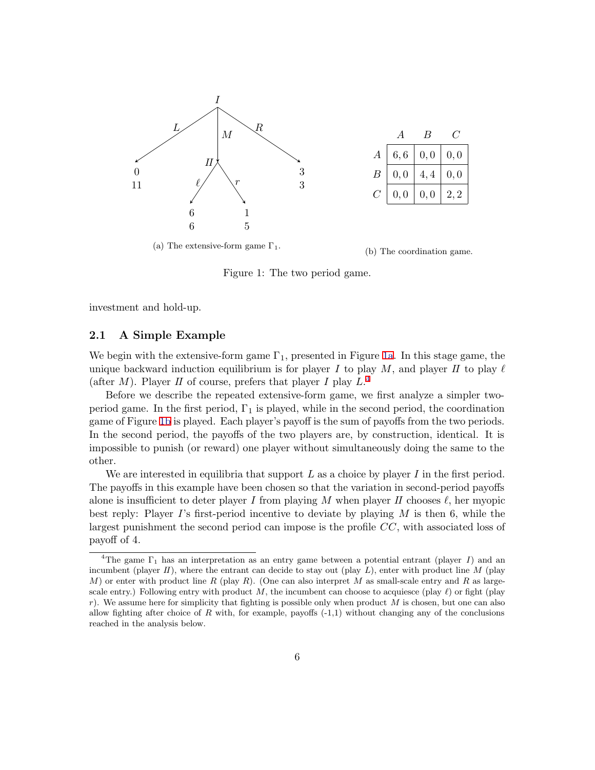(a) The extensive-form game $\Gamma_1$.

|   | $A$ | $B$ | $C$ |
|---|---|---|---|
| $A$ | $6,6$ | $0,0$ | $0,0$ |
| $B$ | $0,0$ | $4,4$ | $0,0$ |
| $C$ | $0,0$ | $0,0$ | $2,2$ |

(b) The coordination game.

Figure 1: The two period game.

investment and hold-up.

### 2.1 A Simple Example

We begin with the extensive-form game $\Gamma_1$, presented in Figure 1a. In this stage game, the unique backward induction equilibrium is for player *I* to play $M$, and player *II* to play $\ell$ (after $M$). Player *II* of course, prefers that player *I* play $L$.[4]

Before we describe the repeated extensive-form game, we first analyze a simpler two-period game. In the first period, $\Gamma_1$ is played, while in the second period, the coordination game of Figure 1b is played. Each player's payoff is the sum of payoffs from the two periods. In the second period, the payoffs of the two players are, by construction, identical. It is impossible to punish (or reward) one player without simultaneously doing the same to the other.

We are interested in equilibria that support $L$ as a choice by player *I* in the first period. The payoffs in this example have been chosen so that the variation in second-period payoffs alone is insufficient to deter player *I* from playing $M$ when player *II* chooses $\ell$, her myopic best reply: Player *I*'s first-period incentive to deviate by playing $M$ is then 6, while the largest punishment the second period can impose is the profile $CC$, with associated loss of payoff of 4.

[4]The game $\Gamma_1$ has an interpretation as an entry game between a potential entrant (player *I*) and an incumbent (player *II*), where the entrant can decide to stay out (play $L$), enter with product line $M$ (play $M$) or enter with product line $R$ (play $R$). (One can also interpret $M$ as small-scale entry and $R$ as large-scale entry.) Following entry with product $M$, the incumbent can choose to acquiesce (play $\ell$) or fight (play $r$). We assume here for simplicity that fighting is possible only when product $M$ is chosen, but one can also allow fighting after choice of $R$ with, for example, payoffs (-1,1) without changing any of the conclusions reached in the analysis below.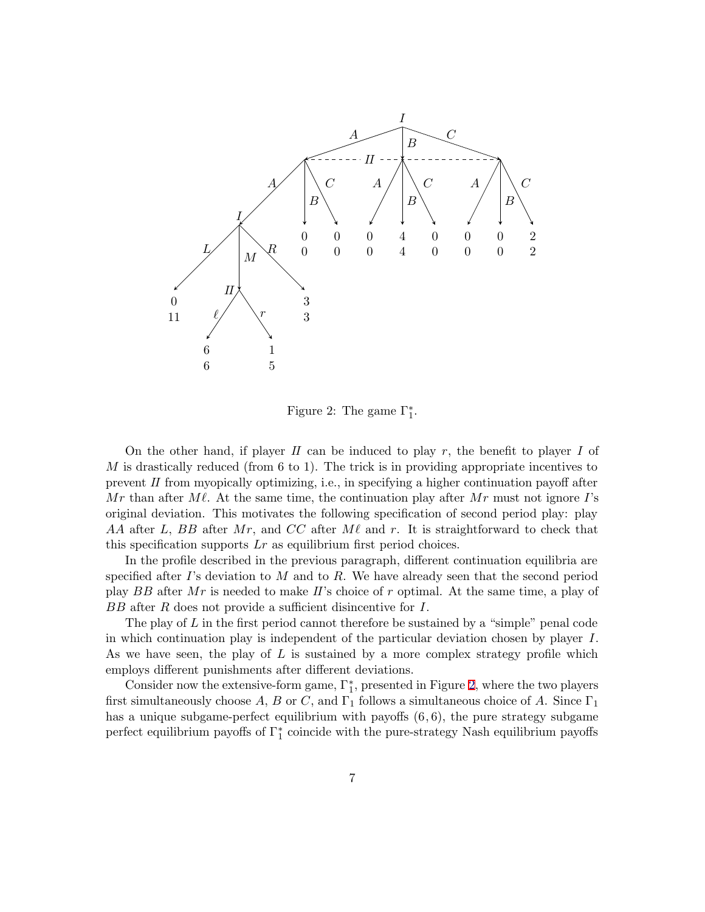Figure 2: The game $\Gamma_1^*$.

On the other hand, if player *II* can be induced to play $r$, the benefit to player *I* of $M$ is drastically reduced (from 6 to 1). The trick is in providing appropriate incentives to prevent *II* from myopically optimizing, i.e., in specifying a higher continuation payoff after $Mr$ than after $M\ell$. At the same time, the continuation play after $Mr$ must not ignore *I*'s original deviation. This motivates the following specification of second period play: play $AA$ after $L$, $BB$ after $Mr$, and $CC$ after $M\ell$ and $r$. It is straightforward to check that this specification supports $Lr$ as equilibrium first period choices.

In the profile described in the previous paragraph, different continuation equilibria are specified after *I*'s deviation to $M$ and to $R$. We have already seen that the second period play $BB$ after $Mr$ is needed to make *II*'s choice of $r$ optimal. At the same time, a play of $BB$ after $R$ does not provide a sufficient disincentive for *I*.

The play of $L$ in the first period cannot therefore be sustained by a "simple" penal code in which continuation play is independent of the particular deviation chosen by player *I*. As we have seen, the play of $L$ is sustained by a more complex strategy profile which employs different punishments after different deviations.

Consider now the extensive-form game, $\Gamma_1^*$, presented in Figure 2, where the two players first simultaneously choose $A$, $B$ or $C$, and $\Gamma_1$ follows a simultaneous choice of $A$. Since $\Gamma_1$ has a unique subgame-perfect equilibrium with payoffs $(6, 6)$, the pure strategy subgame perfect equilibrium payoffs of $\Gamma_1^*$ coincide with the pure-strategy Nash equilibrium payoffs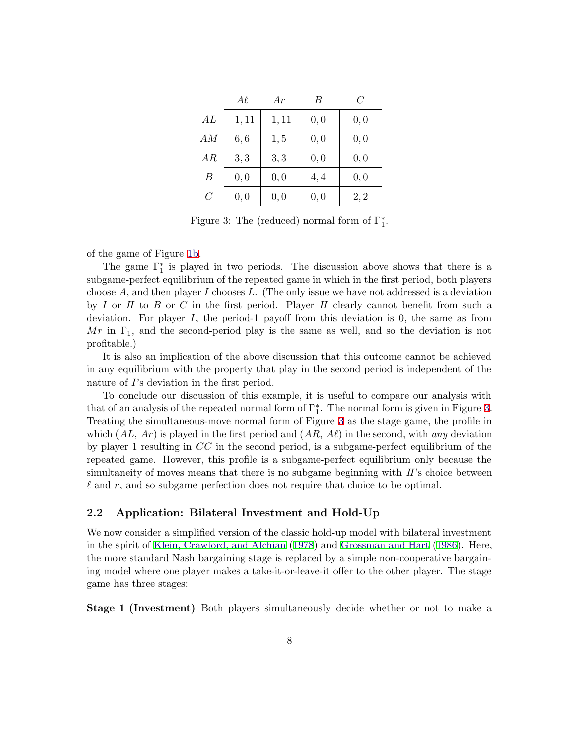|  | $A\ell$ | $Ar$ | $B$ | $C$ |
|---|---|---|---|---|
| $AL$ | $1, 11$ | $1, 11$ | $0, 0$ | $0, 0$ |
| $AM$ | $6, 6$ | $1, 5$ | $0, 0$ | $0, 0$ |
| $AR$ | $3, 3$ | $3, 3$ | $0, 0$ | $0, 0$ |
| $B$ | $0, 0$ | $0, 0$ | $4, 4$ | $0, 0$ |
| $C$ | $0, 0$ | $0, 0$ | $0, 0$ | $2, 2$ |

Figure 3: The (reduced) normal form of $\Gamma_1^*$.

of the game of Figure 1b.

The game $\Gamma_1^*$ is played in two periods. The discussion above shows that there is a subgame-perfect equilibrium of the repeated game in which in the first period, both players choose $A$, and then player $I$ chooses $L$. (The only issue we have not addressed is a deviation by $I$ or $II$ to $B$ or $C$ in the first period. Player $II$ clearly cannot benefit from such a deviation. For player $I$, the period-1 payoff from this deviation is 0, the same as from $Mr$ in $\Gamma_1$, and the second-period play is the same as well, and so the deviation is not profitable.)

It is also an implication of the above discussion that this outcome cannot be achieved in any equilibrium with the property that play in the second period is independent of the nature of $I$'s deviation in the first period.

To conclude our discussion of this example, it is useful to compare our analysis with that of an analysis of the repeated normal form of $\Gamma_1^*$. The normal form is given in Figure 3. Treating the simultaneous-move normal form of Figure 3 as the stage game, the profile in which ($AL$, $Ar$) is played in the first period and ($AR$, $A\ell$) in the second, with *any* deviation by player 1 resulting in $CC$ in the second period, is a subgame-perfect equilibrium of the repeated game. However, this profile is a subgame-perfect equilibrium only because the simultaneity of moves means that there is no subgame beginning with $II$'s choice between $\ell$ and $r$, and so subgame perfection does not require that choice to be optimal.

## 2.2 Application: Bilateral Investment and Hold-Up

We now consider a simplified version of the classic hold-up model with bilateral investment in the spirit of Klein, Crawford, and Alchian (1978) and Grossman and Hart (1986). Here, the more standard Nash bargaining stage is replaced by a simple non-cooperative bargaining model where one player makes a take-it-or-leave-it offer to the other player. The stage game has three stages:

**Stage 1 (Investment)** Both players simultaneously decide whether or not to make a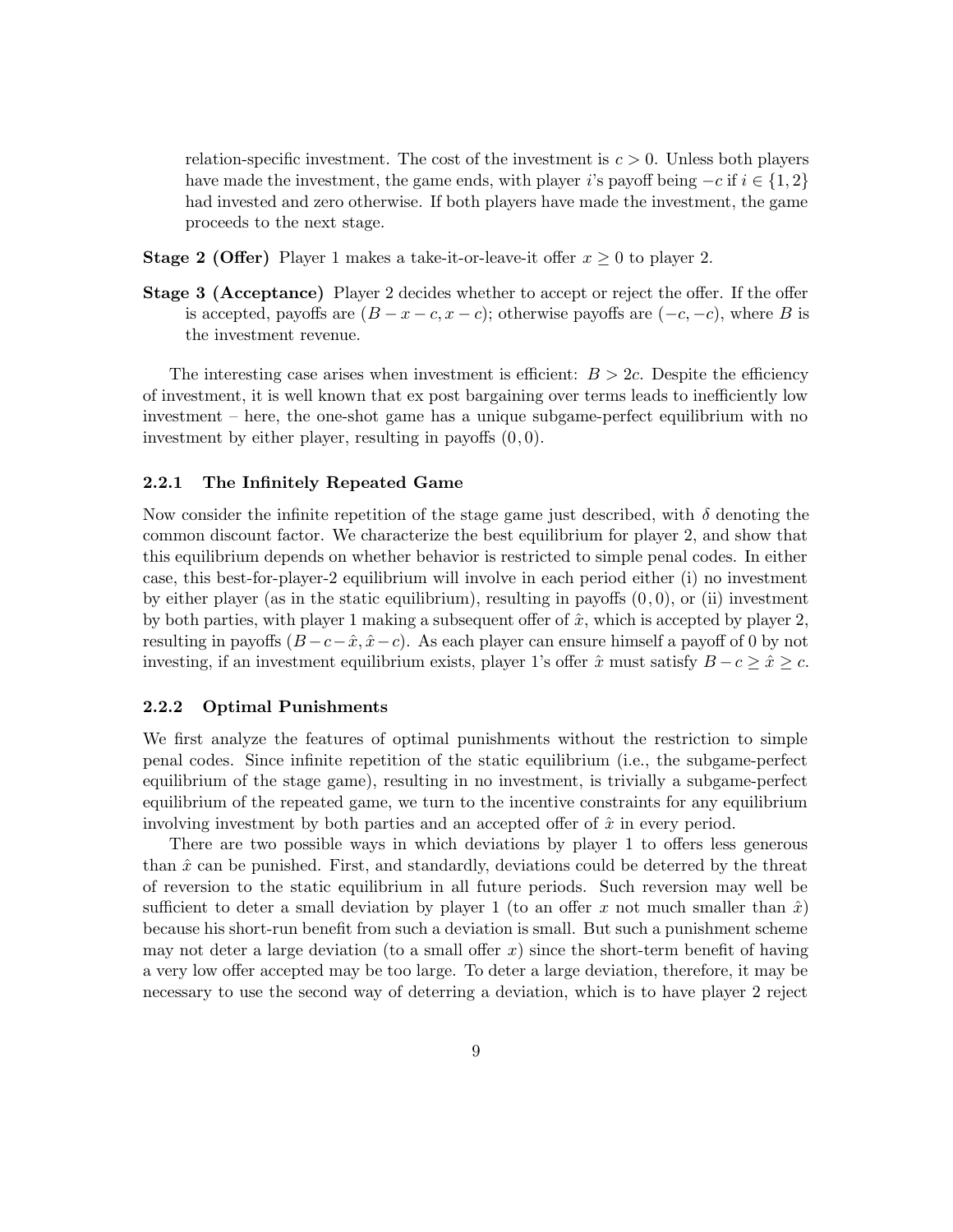relation-specific investment. The cost of the investment is $c > 0$. Unless both players have made the investment, the game ends, with player $i$'s payoff being $-c$ if $i \in \{1, 2\}$ had invested and zero otherwise. If both players have made the investment, the game proceeds to the next stage.

**Stage 2 (Offer)** Player 1 makes a take-it-or-leave-it offer $x \geq 0$ to player 2.

**Stage 3 (Acceptance)** Player 2 decides whether to accept or reject the offer. If the offer is accepted, payoffs are $(B - x - c, x - c)$; otherwise payoffs are $(-c, -c)$, where $B$ is the investment revenue.

The interesting case arises when investment is efficient: $B > 2c$. Despite the efficiency of investment, it is well known that ex post bargaining over terms leads to inefficiently low investment – here, the one-shot game has a unique subgame-perfect equilibrium with no investment by either player, resulting in payoffs $(0, 0)$.

### 2.2.1 The Infinitely Repeated Game

Now consider the infinite repetition of the stage game just described, with $\delta$ denoting the common discount factor. We characterize the best equilibrium for player 2, and show that this equilibrium depends on whether behavior is restricted to simple penal codes. In either case, this best-for-player-2 equilibrium will involve in each period either (i) no investment by either player (as in the static equilibrium), resulting in payoffs $(0, 0)$, or (ii) investment by both parties, with player 1 making a subsequent offer of $\hat{x}$, which is accepted by player 2, resulting in payoffs $(B - c - \hat{x}, \hat{x} - c)$. As each player can ensure himself a payoff of 0 by not investing, if an investment equilibrium exists, player 1's offer $\hat{x}$ must satisfy $B - c \geq \hat{x} \geq c$.

### 2.2.2 Optimal Punishments

We first analyze the features of optimal punishments without the restriction to simple penal codes. Since infinite repetition of the static equilibrium (i.e., the subgame-perfect equilibrium of the stage game), resulting in no investment, is trivially a subgame-perfect equilibrium of the repeated game, we turn to the incentive constraints for any equilibrium involving investment by both parties and an accepted offer of $\hat{x}$ in every period.

There are two possible ways in which deviations by player 1 to offers less generous than $\hat{x}$ can be punished. First, and standardly, deviations could be deterred by the threat of reversion to the static equilibrium in all future periods. Such reversion may well be sufficient to deter a small deviation by player 1 (to an offer $x$ not much smaller than $\hat{x}$) because his short-run benefit from such a deviation is small. But such a punishment scheme may not deter a large deviation (to a small offer $x$) since the short-term benefit of having a very low offer accepted may be too large. To deter a large deviation, therefore, it may be necessary to use the second way of deterring a deviation, which is to have player 2 reject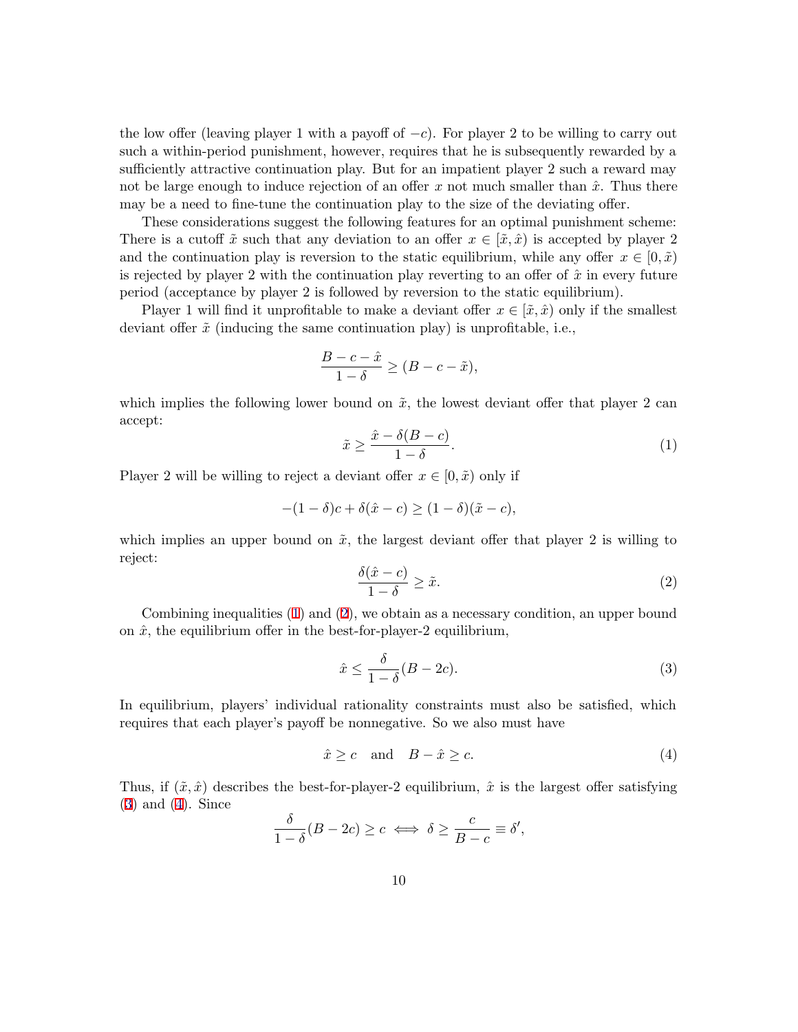the low offer (leaving player 1 with a payoff of $-c$). For player 2 to be willing to carry out such a within-period punishment, however, requires that he is subsequently rewarded by a sufficiently attractive continuation play. But for an impatient player 2 such a reward may not be large enough to induce rejection of an offer $x$ not much smaller than $\hat{x}$. Thus there may be a need to fine-tune the continuation play to the size of the deviating offer.

These considerations suggest the following features for an optimal punishment scheme: There is a cutoff $\tilde{x}$ such that any deviation to an offer $x \in [\tilde{x}, \hat{x})$ is accepted by player 2 and the continuation play is reversion to the static equilibrium, while any offer $x \in [0, \tilde{x})$ is rejected by player 2 with the continuation play reverting to an offer of $\hat{x}$ in every future period (acceptance by player 2 is followed by reversion to the static equilibrium).

Player 1 will find it unprofitable to make a deviant offer $x \in [\tilde{x}, \hat{x})$ only if the smallest deviant offer $\tilde{x}$ (inducing the same continuation play) is unprofitable, i.e.,

$$\frac{B - c - \hat{x}}{1 - \delta} \geq (B - c - \tilde{x}),$$

which implies the following lower bound on $\tilde{x}$, the lowest deviant offer that player 2 can accept:

$$\tilde{x} \geq \frac{\hat{x} - \delta(B - c)}{1 - \delta}. \tag{1}$$

Player 2 will be willing to reject a deviant offer $x \in [0, \tilde{x})$ only if

$$-(1 - \delta)c + \delta(\hat{x} - c) \geq (1 - \delta)(\tilde{x} - c),$$

which implies an upper bound on $\tilde{x}$, the largest deviant offer that player 2 is willing to reject:

$$\frac{\delta(\hat{x} - c)}{1 - \delta} \geq \tilde{x}. \tag{2}$$

Combining inequalities (1) and (2), we obtain as a necessary condition, an upper bound on $\hat{x}$, the equilibrium offer in the best-for-player-2 equilibrium,

$$\hat{x} \leq \frac{\delta}{1 - \delta}(B - 2c). \tag{3}$$

In equilibrium, players' individual rationality constraints must also be satisfied, which requires that each player's payoff be nonnegative. So we also must have

$$\hat{x} \geq c \quad \text{and} \quad B - \hat{x} \geq c. \tag{4}$$

Thus, if $(\tilde{x}, \hat{x})$ describes the best-for-player-2 equilibrium, $\hat{x}$ is the largest offer satisfying (3) and (4). Since

$$\frac{\delta}{1 - \delta}(B - 2c) \geq c \iff \delta \geq \frac{c}{B - c} \equiv \delta',$$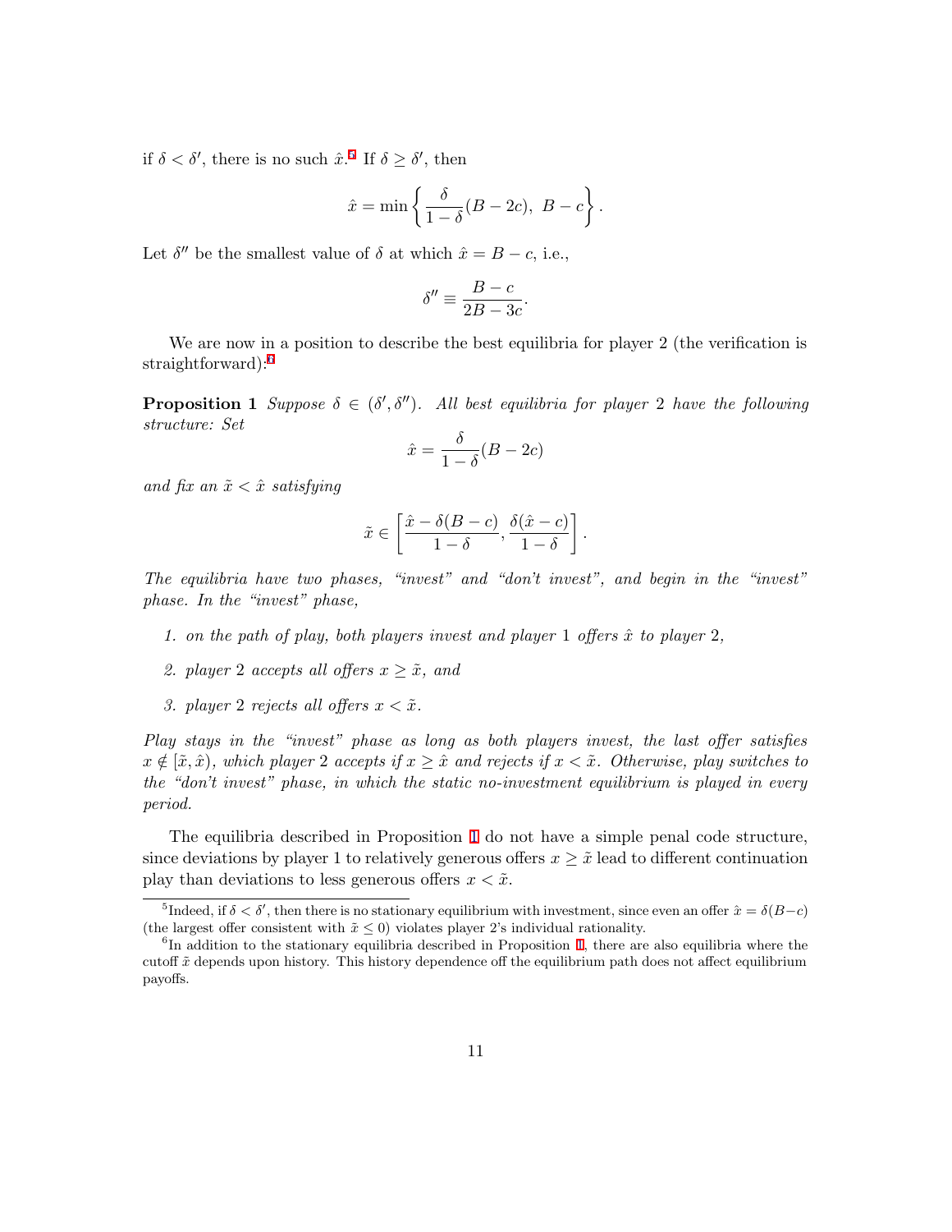if $\delta < \delta'$, there is no such $\hat{x}$.[5] If $\delta \geq \delta'$, then

$$\hat{x} = \min\left\{ \frac{\delta}{1-\delta}(B-2c),\ B-c \right\}.$$

Let $\delta''$ be the smallest value of $\delta$ at which $\hat{x} = B - c$, i.e.,

$$\delta'' \equiv \frac{B-c}{2B-3c}.$$

We are now in a position to describe the best equilibria for player 2 (the verification is straightforward):[6]

**Proposition 1** *Suppose $\delta \in (\delta', \delta'')$. All best equilibria for player 2 have the following structure: Set*

$$\hat{x} = \frac{\delta}{1-\delta}(B-2c)$$

*and fix an $\tilde{x} < \hat{x}$ satisfying*

$$\tilde{x} \in \left[ \frac{\hat{x} - \delta(B-c)}{1-\delta}, \frac{\delta(\hat{x}-c)}{1-\delta} \right].$$

*The equilibria have two phases, "invest" and "don't invest", and begin in the "invest" phase. In the "invest" phase,*

1. *on the path of play, both players invest and player 1 offers $\hat{x}$ to player 2,*
2. *player 2 accepts all offers $x \geq \tilde{x}$, and*
3. *player 2 rejects all offers $x < \tilde{x}$.*

*Play stays in the "invest" phase as long as both players invest, the last offer satisfies $x \notin [\tilde{x}, \hat{x})$, which player 2 accepts if $x \geq \hat{x}$ and rejects if $x < \tilde{x}$. Otherwise, play switches to the "don't invest" phase, in which the static no-investment equilibrium is played in every period.*

The equilibria described in Proposition 1 do not have a simple penal code structure, since deviations by player 1 to relatively generous offers $x \geq \tilde{x}$ lead to different continuation play than deviations to less generous offers $x < \tilde{x}$.

---

[5] Indeed, if $\delta < \delta'$, then there is no stationary equilibrium with investment, since even an offer $\hat{x} = \delta(B-c)$ (the largest offer consistent with $\tilde{x} \leq 0$) violates player 2's individual rationality.

[6] In addition to the stationary equilibria described in Proposition 1, there are also equilibria where the cutoff $\tilde{x}$ depends upon history. This history dependence off the equilibrium path does not affect equilibrium payoffs.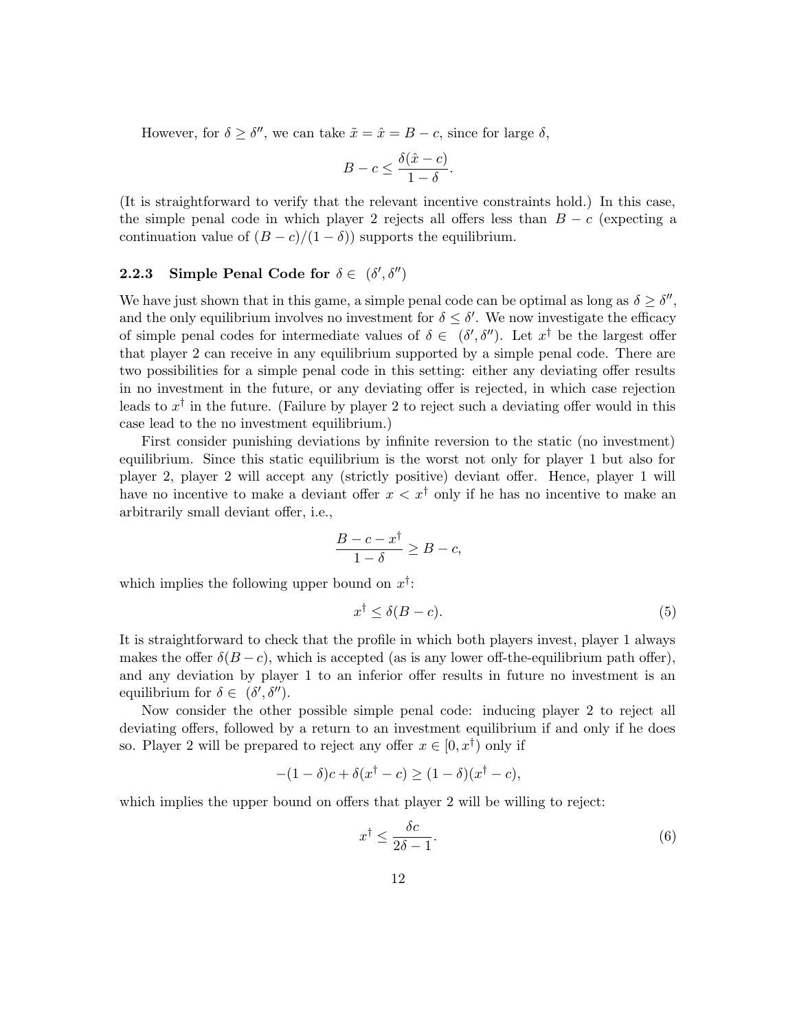However, for $\delta \geq \delta''$, we can take $\tilde{x} = \hat{x} = B - c$, since for large $\delta$,

$$B - c \leq \frac{\delta(\hat{x} - c)}{1 - \delta}.$$

(It is straightforward to verify that the relevant incentive constraints hold.) In this case, the simple penal code in which player 2 rejects all offers less than $B - c$ (expecting a continuation value of $(B - c)/(1 - \delta)$) supports the equilibrium.

### 2.2.3 Simple Penal Code for $\delta \in (\delta', \delta'')$

We have just shown that in this game, a simple penal code can be optimal as long as $\delta \geq \delta''$, and the only equilibrium involves no investment for $\delta \leq \delta'$. We now investigate the efficacy of simple penal codes for intermediate values of $\delta \in (\delta', \delta'')$. Let $x^\dagger$ be the largest offer that player 2 can receive in any equilibrium supported by a simple penal code. There are two possibilities for a simple penal code in this setting: either any deviating offer results in no investment in the future, or any deviating offer is rejected, in which case rejection leads to $x^\dagger$ in the future. (Failure by player 2 to reject such a deviating offer would in this case lead to the no investment equilibrium.)

First consider punishing deviations by infinite reversion to the static (no investment) equilibrium. Since this static equilibrium is the worst not only for player 1 but also for player 2, player 2 will accept any (strictly positive) deviant offer. Hence, player 1 will have no incentive to make a deviant offer $x < x^\dagger$ only if he has no incentive to make an arbitrarily small deviant offer, i.e.,

$$\frac{B - c - x^\dagger}{1 - \delta} \geq B - c,$$

which implies the following upper bound on $x^\dagger$:

$$x^\dagger \leq \delta(B - c). \tag{5}$$

It is straightforward to check that the profile in which both players invest, player 1 always makes the offer $\delta(B - c)$, which is accepted (as is any lower off-the-equilibrium path offer), and any deviation by player 1 to an inferior offer results in future no investment is an equilibrium for $\delta \in (\delta', \delta'')$.

Now consider the other possible simple penal code: inducing player 2 to reject all deviating offers, followed by a return to an investment equilibrium if and only if he does so. Player 2 will be prepared to reject any offer $x \in [0, x^\dagger)$ only if

$$-(1 - \delta)c + \delta(x^\dagger - c) \geq (1 - \delta)(x^\dagger - c),$$

which implies the upper bound on offers that player 2 will be willing to reject:

$$x^\dagger \leq \frac{\delta c}{2\delta - 1}. \tag{6}$$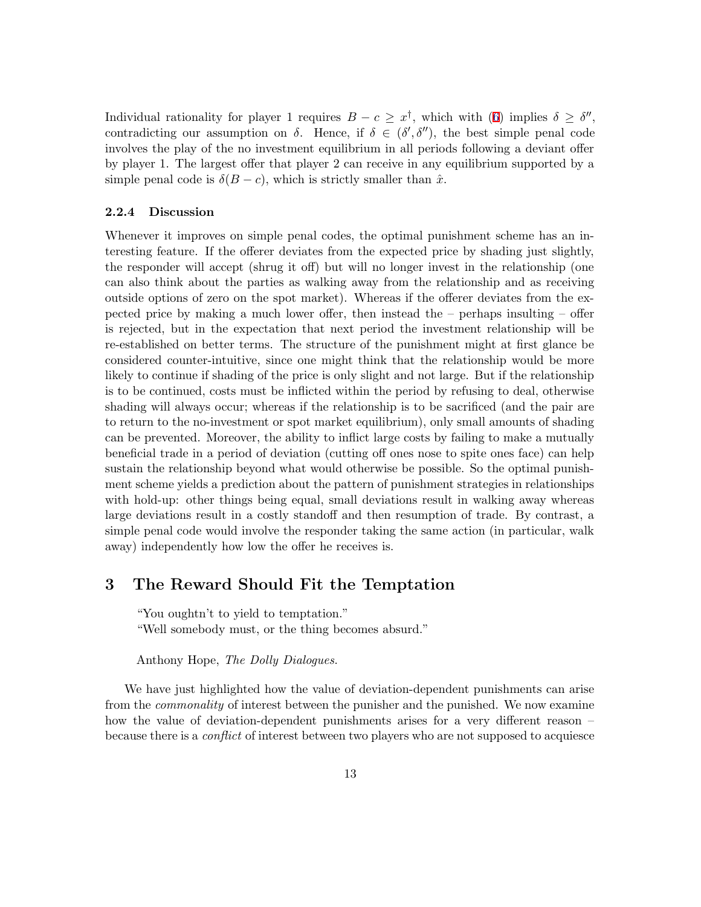Individual rationality for player 1 requires $B - c \geq x^{\dagger}$, which with (6) implies $\delta \geq \delta''$, contradicting our assumption on $\delta$. Hence, if $\delta \in (\delta', \delta'')$, the best simple penal code involves the play of the no investment equilibrium in all periods following a deviant offer by player 1. The largest offer that player 2 can receive in any equilibrium supported by a simple penal code is $\delta(B - c)$, which is strictly smaller than $\hat{x}$.

### 2.2.4 Discussion

Whenever it improves on simple penal codes, the optimal punishment scheme has an interesting feature. If the offerer deviates from the expected price by shading just slightly, the responder will accept (shrug it off) but will no longer invest in the relationship (one can also think about the parties as walking away from the relationship and as receiving outside options of zero on the spot market). Whereas if the offerer deviates from the expected price by making a much lower offer, then instead the – perhaps insulting – offer is rejected, but in the expectation that next period the investment relationship will be re-established on better terms. The structure of the punishment might at first glance be considered counter-intuitive, since one might think that the relationship would be more likely to continue if shading of the price is only slight and not large. But if the relationship is to be continued, costs must be inflicted within the period by refusing to deal, otherwise shading will always occur; whereas if the relationship is to be sacrificed (and the pair are to return to the no-investment or spot market equilibrium), only small amounts of shading can be prevented. Moreover, the ability to inflict large costs by failing to make a mutually beneficial trade in a period of deviation (cutting off ones nose to spite ones face) can help sustain the relationship beyond what would otherwise be possible. So the optimal punishment scheme yields a prediction about the pattern of punishment strategies in relationships with hold-up: other things being equal, small deviations result in walking away whereas large deviations result in a costly standoff and then resumption of trade. By contrast, a simple penal code would involve the responder taking the same action (in particular, walk away) independently how low the offer he receives is.

# 3 The Reward Should Fit the Temptation

> "You oughtn't to yield to temptation."
> "Well somebody must, or the thing becomes absurd."
>
> Anthony Hope, *The Dolly Dialogues.*

We have just highlighted how the value of deviation-dependent punishments can arise from the *commonality* of interest between the punisher and the punished. We now examine how the value of deviation-dependent punishments arises for a very different reason – because there is a *conflict* of interest between two players who are not supposed to acquiesce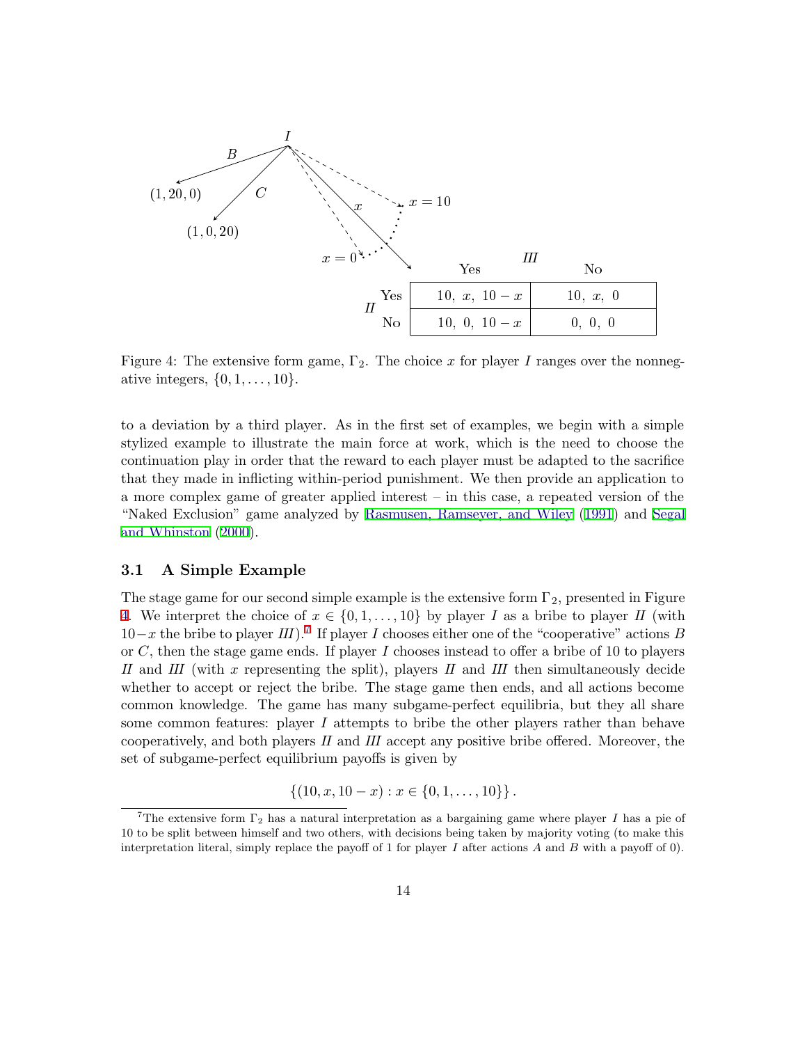| | | III: Yes | III: No |
|---|---|---|---|
| II | Yes | $10,\ x,\ 10-x$ | $10,\ x,\ 0$ |
| | No | $10,\ 0,\ 10-x$ | $0,\ 0,\ 0$ |

Figure 4: The extensive form game, $\Gamma_2$. The choice $x$ for player *I* ranges over the nonnegative integers, $\{0, 1, \ldots, 10\}$.

to a deviation by a third player. As in the first set of examples, we begin with a simple stylized example to illustrate the main force at work, which is the need to choose the continuation play in order that the reward to each player must be adapted to the sacrifice that they made in inflicting within-period punishment. We then provide an application to a more complex game of greater applied interest – in this case, a repeated version of the "Naked Exclusion" game analyzed by Rasmusen, Ramseyer, and Wiley (1991) and Segal and Whinston (2000).

### 3.1 A Simple Example

The stage game for our second simple example is the extensive form $\Gamma_2$, presented in Figure 4. We interpret the choice of $x \in \{0, 1, \ldots, 10\}$ by player *I* as a bribe to player *II* (with $10-x$ the bribe to player *III*).[7] If player *I* chooses either one of the "cooperative" actions $B$ or $C$, then the stage game ends. If player *I* chooses instead to offer a bribe of 10 to players *II* and *III* (with $x$ representing the split), players *II* and *III* then simultaneously decide whether to accept or reject the bribe. The stage game then ends, and all actions become common knowledge. The game has many subgame-perfect equilibria, but they all share some common features: player *I* attempts to bribe the other players rather than behave cooperatively, and both players *II* and *III* accept any positive bribe offered. Moreover, the set of subgame-perfect equilibrium payoffs is given by

$$\{(10, x, 10-x) : x \in \{0, 1, \ldots, 10\}\}.$$

[7] The extensive form $\Gamma_2$ has a natural interpretation as a bargaining game where player *I* has a pie of 10 to be split between himself and two others, with decisions being taken by majority voting (to make this interpretation literal, simply replace the payoff of 1 for player *I* after actions $A$ and $B$ with a payoff of 0).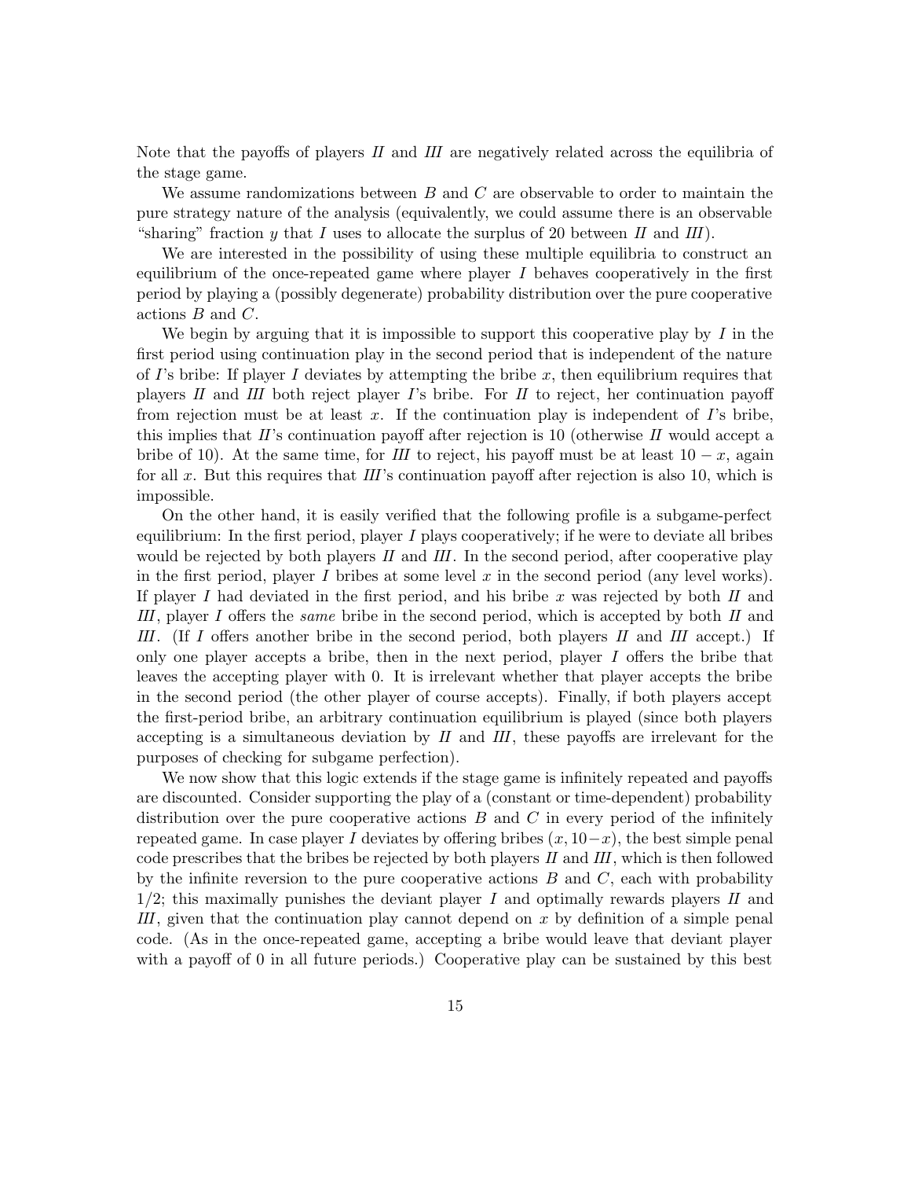Note that the payoffs of players *II* and *III* are negatively related across the equilibria of the stage game.

We assume randomizations between $B$ and $C$ are observable to order to maintain the pure strategy nature of the analysis (equivalently, we could assume there is an observable "sharing" fraction $y$ that *I* uses to allocate the surplus of 20 between *II* and *III*).

We are interested in the possibility of using these multiple equilibria to construct an equilibrium of the once-repeated game where player *I* behaves cooperatively in the first period by playing a (possibly degenerate) probability distribution over the pure cooperative actions $B$ and $C$.

We begin by arguing that it is impossible to support this cooperative play by *I* in the first period using continuation play in the second period that is independent of the nature of *I*'s bribe: If player *I* deviates by attempting the bribe $x$, then equilibrium requires that players *II* and *III* both reject player *I*'s bribe. For *II* to reject, her continuation payoff from rejection must be at least $x$. If the continuation play is independent of *I*'s bribe, this implies that *II*'s continuation payoff after rejection is 10 (otherwise *II* would accept a bribe of 10). At the same time, for *III* to reject, his payoff must be at least $10 - x$, again for all $x$. But this requires that *III*'s continuation payoff after rejection is also 10, which is impossible.

On the other hand, it is easily verified that the following profile is a subgame-perfect equilibrium: In the first period, player *I* plays cooperatively; if he were to deviate all bribes would be rejected by both players *II* and *III*. In the second period, after cooperative play in the first period, player *I* bribes at some level $x$ in the second period (any level works). If player *I* had deviated in the first period, and his bribe $x$ was rejected by both *II* and *III*, player *I* offers the *same* bribe in the second period, which is accepted by both *II* and *III*. (If *I* offers another bribe in the second period, both players *II* and *III* accept.) If only one player accepts a bribe, then in the next period, player *I* offers the bribe that leaves the accepting player with 0. It is irrelevant whether that player accepts the bribe in the second period (the other player of course accepts). Finally, if both players accept the first-period bribe, an arbitrary continuation equilibrium is played (since both players accepting is a simultaneous deviation by *II* and *III*, these payoffs are irrelevant for the purposes of checking for subgame perfection).

We now show that this logic extends if the stage game is infinitely repeated and payoffs are discounted. Consider supporting the play of a (constant or time-dependent) probability distribution over the pure cooperative actions $B$ and $C$ in every period of the infinitely repeated game. In case player *I* deviates by offering bribes $(x, 10-x)$, the best simple penal code prescribes that the bribes be rejected by both players *II* and *III*, which is then followed by the infinite reversion to the pure cooperative actions $B$ and $C$, each with probability $1/2$; this maximally punishes the deviant player *I* and optimally rewards players *II* and *III*, given that the continuation play cannot depend on $x$ by definition of a simple penal code. (As in the once-repeated game, accepting a bribe would leave that deviant player with a payoff of 0 in all future periods.) Cooperative play can be sustained by this best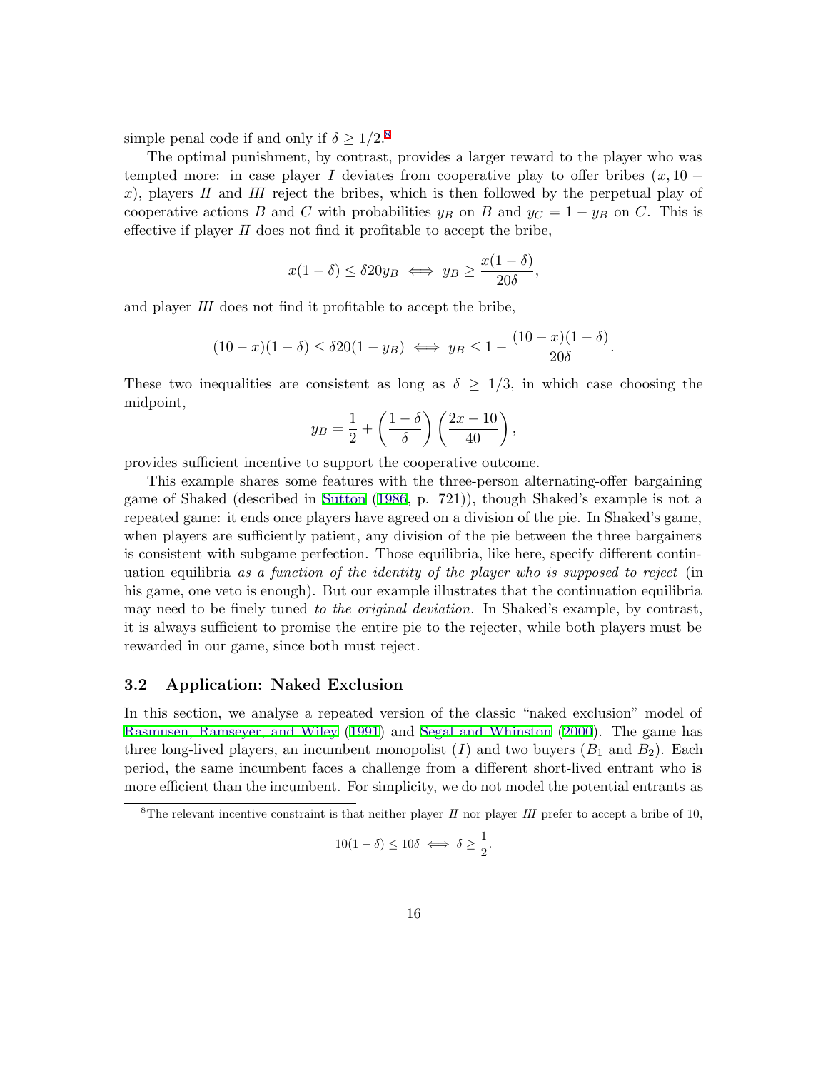simple penal code if and only if $\delta \geq 1/2$.[8]

The optimal punishment, by contrast, provides a larger reward to the player who was tempted more: in case player *I* deviates from cooperative play to offer bribes $(x, 10 - x)$, players *II* and *III* reject the bribes, which is then followed by the perpetual play of cooperative actions *B* and *C* with probabilities $y_B$ on *B* and $y_C = 1 - y_B$ on *C*. This is effective if player *II* does not find it profitable to accept the bribe,

$$x(1-\delta) \leq \delta 20 y_B \iff y_B \geq \frac{x(1-\delta)}{20\delta},$$

and player *III* does not find it profitable to accept the bribe,

$$(10-x)(1-\delta) \leq \delta 20(1-y_B) \iff y_B \leq 1 - \frac{(10-x)(1-\delta)}{20\delta}.$$

These two inequalities are consistent as long as $\delta \geq 1/3$, in which case choosing the midpoint,

$$y_B = \frac{1}{2} + \left(\frac{1-\delta}{\delta}\right)\left(\frac{2x-10}{40}\right),$$

provides sufficient incentive to support the cooperative outcome.

This example shares some features with the three-person alternating-offer bargaining game of Shaked (described in Sutton (1986, p. 721)), though Shaked's example is not a repeated game: it ends once players have agreed on a division of the pie. In Shaked's game, when players are sufficiently patient, any division of the pie between the three bargainers is consistent with subgame perfection. Those equilibria, like here, specify different continuation equilibria *as a function of the identity of the player who is supposed to reject* (in his game, one veto is enough). But our example illustrates that the continuation equilibria may need to be finely tuned *to the original deviation*. In Shaked's example, by contrast, it is always sufficient to promise the entire pie to the rejecter, while both players must be rewarded in our game, since both must reject.

### 3.2 Application: Naked Exclusion

In this section, we analyse a repeated version of the classic "naked exclusion" model of Rasmusen, Ramseyer, and Wiley (1991) and Segal and Whinston (2000). The game has three long-lived players, an incumbent monopolist ($I$) and two buyers ($B_1$ and $B_2$). Each period, the same incumbent faces a challenge from a different short-lived entrant who is more efficient than the incumbent. For simplicity, we do not model the potential entrants as

[8] The relevant incentive constraint is that neither player *II* nor player *III* prefer to accept a bribe of 10,

$$10(1-\delta) \leq 10\delta \iff \delta \geq \frac{1}{2}.$$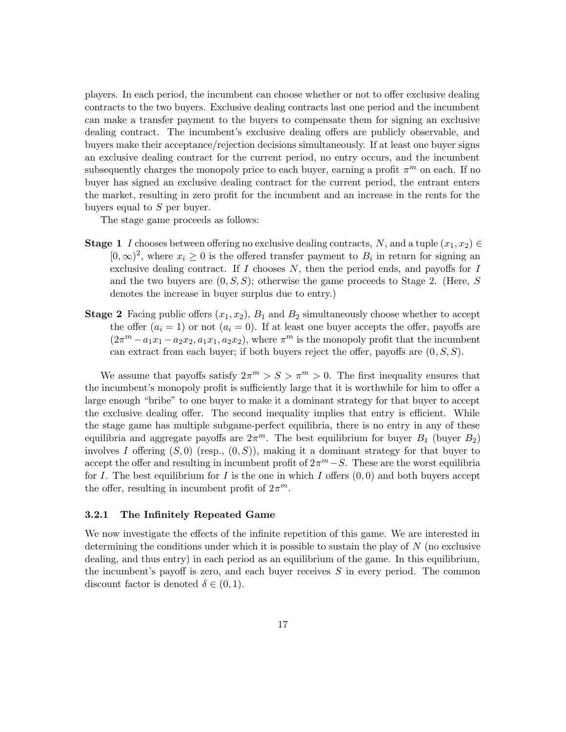players. In each period, the incumbent can choose whether or not to offer exclusive dealing contracts to the two buyers. Exclusive dealing contracts last one period and the incumbent can make a transfer payment to the buyers to compensate them for signing an exclusive dealing contract. The incumbent's exclusive dealing offers are publicly observable, and buyers make their acceptance/rejection decisions simultaneously. If at least one buyer signs an exclusive dealing contract for the current period, no entry occurs, and the incumbent subsequently charges the monopoly price to each buyer, earning a profit $\pi^m$ on each. If no buyer has signed an exclusive dealing contract for the current period, the entrant enters the market, resulting in zero profit for the incumbent and an increase in the rents for the buyers equal to $S$ per buyer.

The stage game proceeds as follows:

**Stage 1** $I$ chooses between offering no exclusive dealing contracts, $N$, and a tuple $(x_1, x_2) \in [0, \infty)^2$, where $x_i \geq 0$ is the offered transfer payment to $B_i$ in return for signing an exclusive dealing contract. If $I$ chooses $N$, then the period ends, and payoffs for $I$ and the two buyers are $(0, S, S)$; otherwise the game proceeds to Stage 2. (Here, $S$ denotes the increase in buyer surplus due to entry.)

**Stage 2** Facing public offers $(x_1, x_2)$, $B_1$ and $B_2$ simultaneously choose whether to accept the offer ($a_i = 1$) or not ($a_i = 0$). If at least one buyer accepts the offer, payoffs are $(2\pi^m - a_1x_1 - a_2x_2, a_1x_1, a_2x_2)$, where $\pi^m$ is the monopoly profit that the incumbent can extract from each buyer; if both buyers reject the offer, payoffs are $(0, S, S)$.

We assume that payoffs satisfy $2\pi^m > S > \pi^m > 0$. The first inequality ensures that the incumbent's monopoly profit is sufficiently large that it is worthwhile for him to offer a large enough "bribe" to one buyer to make it a dominant strategy for that buyer to accept the exclusive dealing offer. The second inequality implies that entry is efficient. While the stage game has multiple subgame-perfect equilibria, there is no entry in any of these equilibria and aggregate payoffs are $2\pi^m$. The best equilibrium for buyer $B_1$ (buyer $B_2$) involves $I$ offering $(S, 0)$ (resp., $(0, S)$), making it a dominant strategy for that buyer to accept the offer and resulting in incumbent profit of $2\pi^m - S$. These are the worst equilibria for $I$. The best equilibrium for $I$ is the one in which $I$ offers $(0, 0)$ and both buyers accept the offer, resulting in incumbent profit of $2\pi^m$.

### 3.2.1 The Infinitely Repeated Game

We now investigate the effects of the infinite repetition of this game. We are interested in determining the conditions under which it is possible to sustain the play of $N$ (no exclusive dealing, and thus entry) in each period as an equilibrium of the game. In this equilibrium, the incumbent's payoff is zero, and each buyer receives $S$ in every period. The common discount factor is denoted $\delta \in (0, 1)$.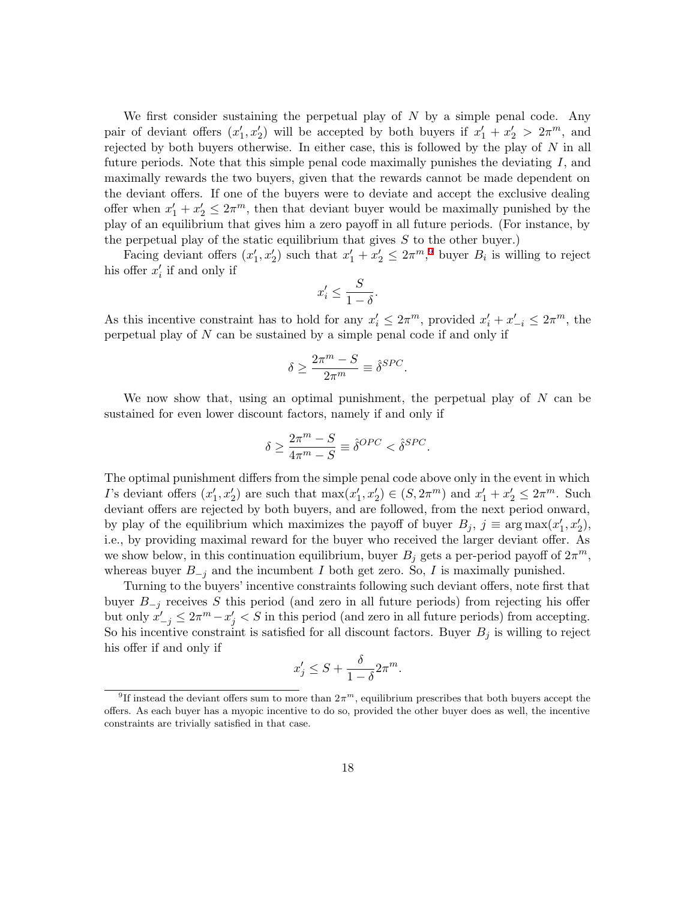We first consider sustaining the perpetual play of $N$ by a simple penal code. Any pair of deviant offers $(x_1', x_2')$ will be accepted by both buyers if $x_1' + x_2' > 2\pi^m$, and rejected by both buyers otherwise. In either case, this is followed by the play of $N$ in all future periods. Note that this simple penal code maximally punishes the deviating $I$, and maximally rewards the two buyers, given that the rewards cannot be made dependent on the deviant offers. If one of the buyers were to deviate and accept the exclusive dealing offer when $x_1' + x_2' \leq 2\pi^m$, then that deviant buyer would be maximally punished by the play of an equilibrium that gives him a zero payoff in all future periods. (For instance, by the perpetual play of the static equilibrium that gives $S$ to the other buyer.)

Facing deviant offers $(x_1', x_2')$ such that $x_1' + x_2' \leq 2\pi^m$,[9] buyer $B_i$ is willing to reject his offer $x_i'$ if and only if

$$x_i' \leq \frac{S}{1-\delta}.$$

As this incentive constraint has to hold for any $x_i' \leq 2\pi^m$, provided $x_i' + x_{-i}' \leq 2\pi^m$, the perpetual play of $N$ can be sustained by a simple penal code if and only if

$$\delta \geq \frac{2\pi^m - S}{2\pi^m} \equiv \hat{\delta}^{SPC}.$$

We now show that, using an optimal punishment, the perpetual play of $N$ can be sustained for even lower discount factors, namely if and only if

$$\delta \geq \frac{2\pi^m - S}{4\pi^m - S} \equiv \hat{\delta}^{OPC} < \hat{\delta}^{SPC}.$$

The optimal punishment differs from the simple penal code above only in the event in which $I$'s deviant offers $(x_1', x_2')$ are such that $\max(x_1', x_2') \in (S, 2\pi^m)$ and $x_1' + x_2' \leq 2\pi^m$. Such deviant offers are rejected by both buyers, and are followed, from the next period onward, by play of the equilibrium which maximizes the payoff of buyer $B_j$, $j \equiv \arg\max(x_1', x_2')$, i.e., by providing maximal reward for the buyer who received the larger deviant offer. As we show below, in this continuation equilibrium, buyer $B_j$ gets a per-period payoff of $2\pi^m$, whereas buyer $B_{-j}$ and the incumbent $I$ both get zero. So, $I$ is maximally punished.

Turning to the buyers' incentive constraints following such deviant offers, note first that buyer $B_{-j}$ receives $S$ this period (and zero in all future periods) from rejecting his offer but only $x_{-j}' \leq 2\pi^m - x_j' < S$ in this period (and zero in all future periods) from accepting. So his incentive constraint is satisfied for all discount factors. Buyer $B_j$ is willing to reject his offer if and only if

$$x_j' \leq S + \frac{\delta}{1-\delta} 2\pi^m.$$

[9] If instead the deviant offers sum to more than $2\pi^m$, equilibrium prescribes that both buyers accept the offers. As each buyer has a myopic incentive to do so, provided the other buyer does as well, the incentive constraints are trivially satisfied in that case.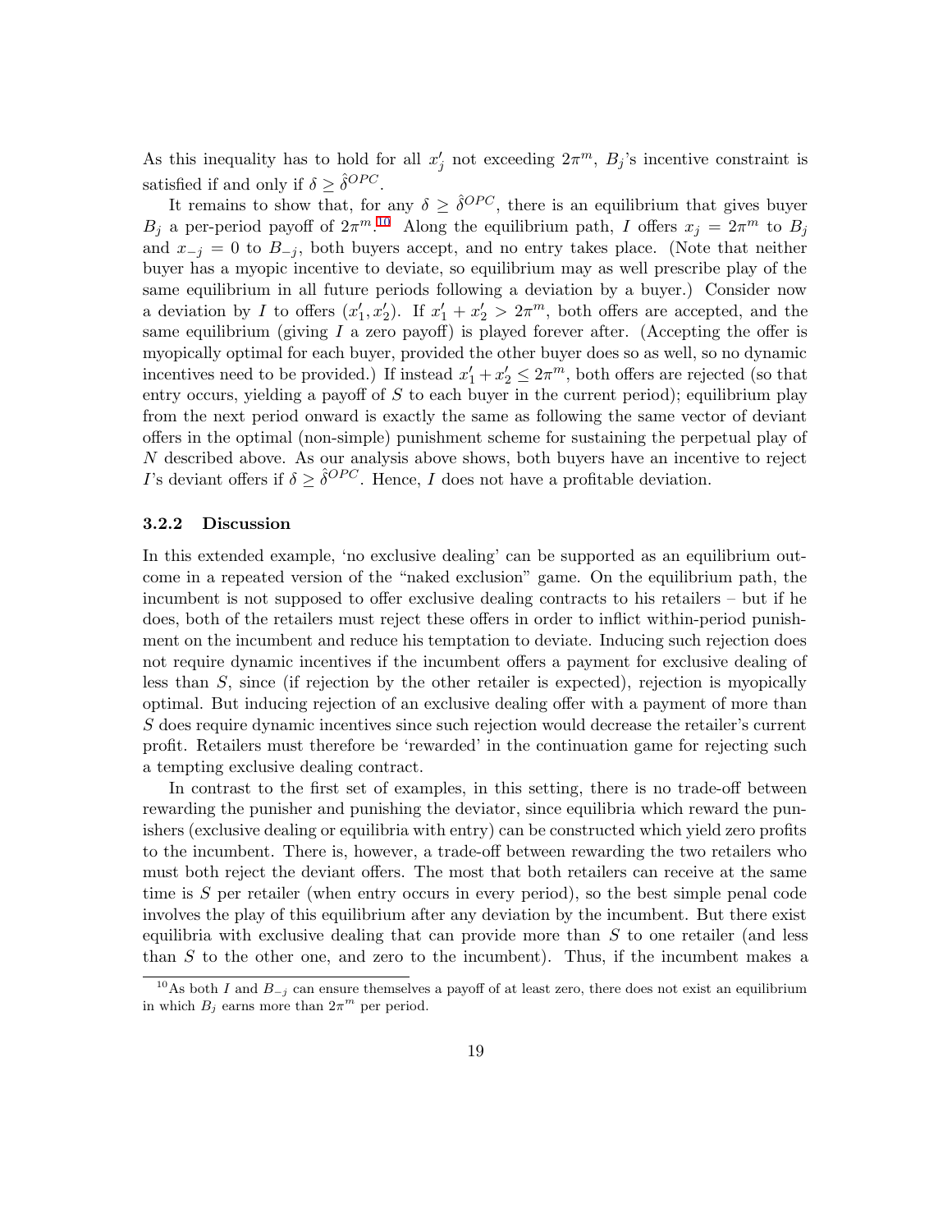As this inequality has to hold for all $x'_j$ not exceeding $2\pi^m$, $B_j$'s incentive constraint is satisfied if and only if $\delta \geq \hat{\delta}^{OPC}$.

It remains to show that, for any $\delta \geq \hat{\delta}^{OPC}$, there is an equilibrium that gives buyer $B_j$ a per-period payoff of $2\pi^m$.[10] Along the equilibrium path, $I$ offers $x_j = 2\pi^m$ to $B_j$ and $x_{-j} = 0$ to $B_{-j}$, both buyers accept, and no entry takes place. (Note that neither buyer has a myopic incentive to deviate, so equilibrium may as well prescribe play of the same equilibrium in all future periods following a deviation by a buyer.) Consider now a deviation by $I$ to offers $(x'_1, x'_2)$. If $x'_1 + x'_2 > 2\pi^m$, both offers are accepted, and the same equilibrium (giving $I$ a zero payoff) is played forever after. (Accepting the offer is myopically optimal for each buyer, provided the other buyer does so as well, so no dynamic incentives need to be provided.) If instead $x'_1 + x'_2 \leq 2\pi^m$, both offers are rejected (so that entry occurs, yielding a payoff of $S$ to each buyer in the current period); equilibrium play from the next period onward is exactly the same as following the same vector of deviant offers in the optimal (non-simple) punishment scheme for sustaining the perpetual play of $N$ described above. As our analysis above shows, both buyers have an incentive to reject $I$'s deviant offers if $\delta \geq \hat{\delta}^{OPC}$. Hence, $I$ does not have a profitable deviation.

### 3.2.2 Discussion

In this extended example, 'no exclusive dealing' can be supported as an equilibrium outcome in a repeated version of the "naked exclusion" game. On the equilibrium path, the incumbent is not supposed to offer exclusive dealing contracts to his retailers – but if he does, both of the retailers must reject these offers in order to inflict within-period punishment on the incumbent and reduce his temptation to deviate. Inducing such rejection does not require dynamic incentives if the incumbent offers a payment for exclusive dealing of less than $S$, since (if rejection by the other retailer is expected), rejection is myopically optimal. But inducing rejection of an exclusive dealing offer with a payment of more than $S$ does require dynamic incentives since such rejection would decrease the retailer's current profit. Retailers must therefore be 'rewarded' in the continuation game for rejecting such a tempting exclusive dealing contract.

In contrast to the first set of examples, in this setting, there is no trade-off between rewarding the punisher and punishing the deviator, since equilibria which reward the punishers (exclusive dealing or equilibria with entry) can be constructed which yield zero profits to the incumbent. There is, however, a trade-off between rewarding the two retailers who must both reject the deviant offers. The most that both retailers can receive at the same time is $S$ per retailer (when entry occurs in every period), so the best simple penal code involves the play of this equilibrium after any deviation by the incumbent. But there exist equilibria with exclusive dealing that can provide more than $S$ to one retailer (and less than $S$ to the other one, and zero to the incumbent). Thus, if the incumbent makes a

[10] As both $I$ and $B_{-j}$ can ensure themselves a payoff of at least zero, there does not exist an equilibrium in which $B_j$ earns more than $2\pi^m$ per period.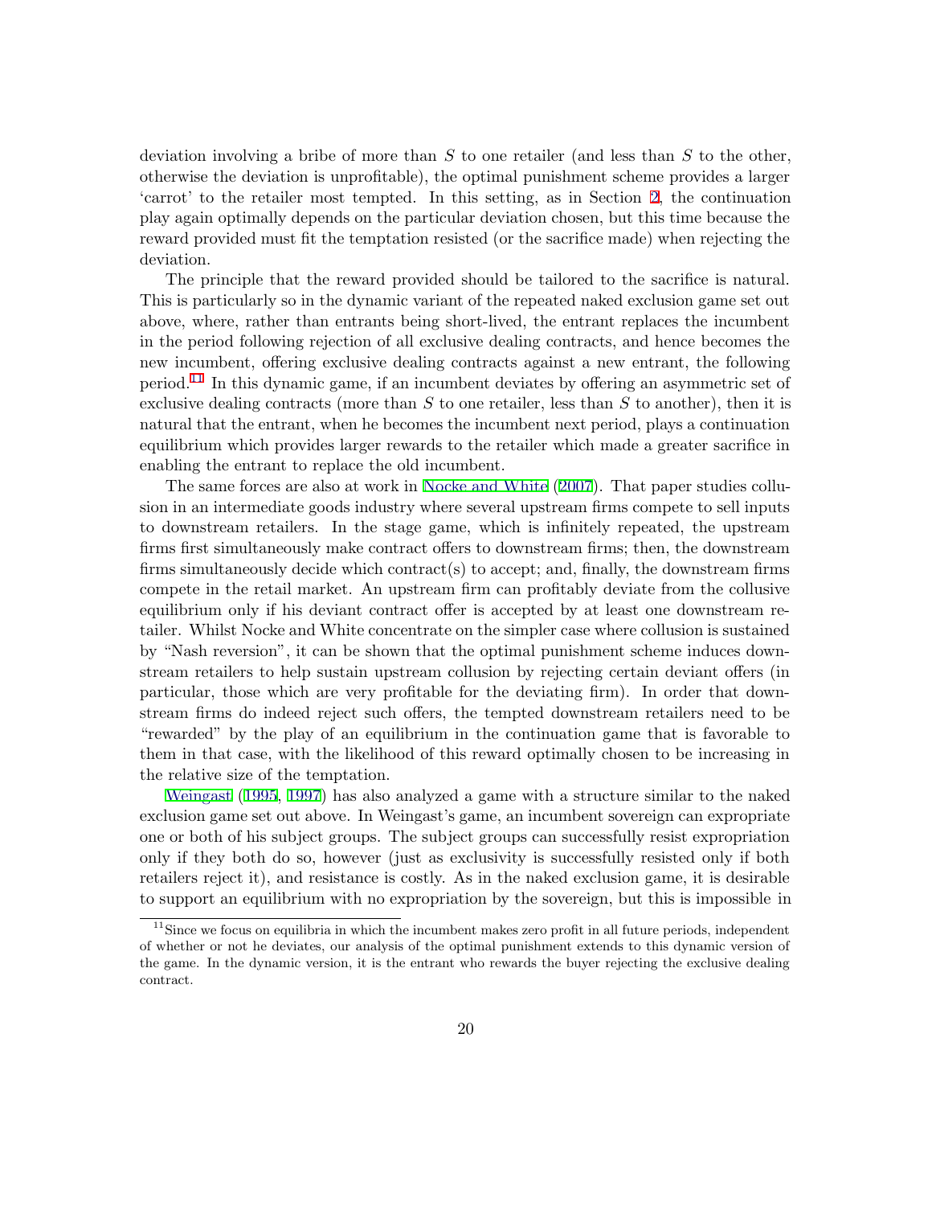deviation involving a bribe of more than $S$ to one retailer (and less than $S$ to the other, otherwise the deviation is unprofitable), the optimal punishment scheme provides a larger 'carrot' to the retailer most tempted. In this setting, as in Section 2, the continuation play again optimally depends on the particular deviation chosen, but this time because the reward provided must fit the temptation resisted (or the sacrifice made) when rejecting the deviation.

The principle that the reward provided should be tailored to the sacrifice is natural. This is particularly so in the dynamic variant of the repeated naked exclusion game set out above, where, rather than entrants being short-lived, the entrant replaces the incumbent in the period following rejection of all exclusive dealing contracts, and hence becomes the new incumbent, offering exclusive dealing contracts against a new entrant, the following period.[11] In this dynamic game, if an incumbent deviates by offering an asymmetric set of exclusive dealing contracts (more than $S$ to one retailer, less than $S$ to another), then it is natural that the entrant, when he becomes the incumbent next period, plays a continuation equilibrium which provides larger rewards to the retailer which made a greater sacrifice in enabling the entrant to replace the old incumbent.

The same forces are also at work in Nocke and White (2007). That paper studies collusion in an intermediate goods industry where several upstream firms compete to sell inputs to downstream retailers. In the stage game, which is infinitely repeated, the upstream firms first simultaneously make contract offers to downstream firms; then, the downstream firms simultaneously decide which contract(s) to accept; and, finally, the downstream firms compete in the retail market. An upstream firm can profitably deviate from the collusive equilibrium only if his deviant contract offer is accepted by at least one downstream retailer. Whilst Nocke and White concentrate on the simpler case where collusion is sustained by "Nash reversion", it can be shown that the optimal punishment scheme induces downstream retailers to help sustain upstream collusion by rejecting certain deviant offers (in particular, those which are very profitable for the deviating firm). In order that downstream firms do indeed reject such offers, the tempted downstream retailers need to be "rewarded" by the play of an equilibrium in the continuation game that is favorable to them in that case, with the likelihood of this reward optimally chosen to be increasing in the relative size of the temptation.

Weingast (1995, 1997) has also analyzed a game with a structure similar to the naked exclusion game set out above. In Weingast's game, an incumbent sovereign can expropriate one or both of his subject groups. The subject groups can successfully resist expropriation only if they both do so, however (just as exclusivity is successfully resisted only if both retailers reject it), and resistance is costly. As in the naked exclusion game, it is desirable to support an equilibrium with no expropriation by the sovereign, but this is impossible in

[11] Since we focus on equilibria in which the incumbent makes zero profit in all future periods, independent of whether or not he deviates, our analysis of the optimal punishment extends to this dynamic version of the game. In the dynamic version, it is the entrant who rewards the buyer rejecting the exclusive dealing contract.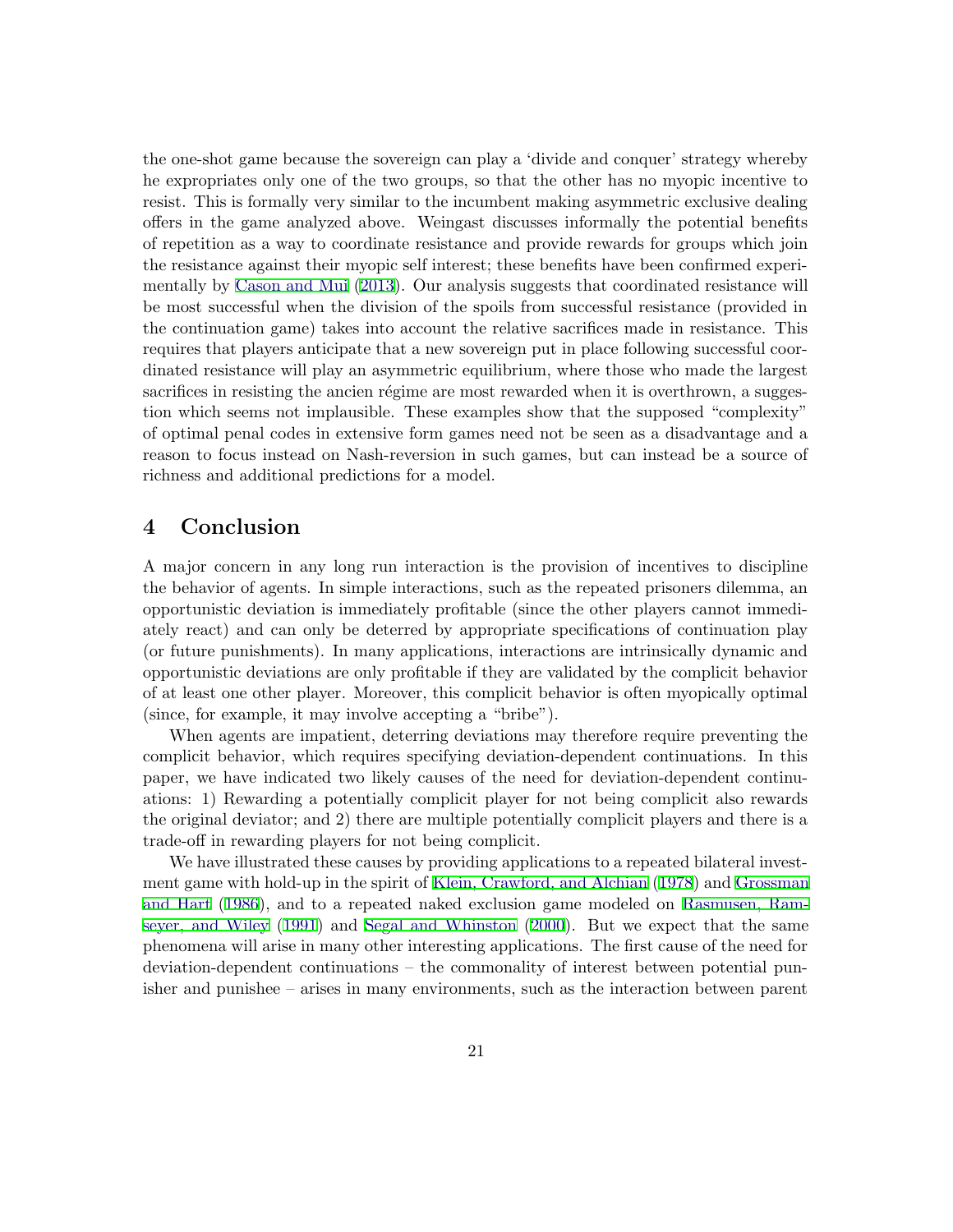the one-shot game because the sovereign can play a 'divide and conquer' strategy whereby he expropriates only one of the two groups, so that the other has no myopic incentive to resist. This is formally very similar to the incumbent making asymmetric exclusive dealing offers in the game analyzed above. Weingast discusses informally the potential benefits of repetition as a way to coordinate resistance and provide rewards for groups which join the resistance against their myopic self interest; these benefits have been confirmed experimentally by Cason and Mui (2013). Our analysis suggests that coordinated resistance will be most successful when the division of the spoils from successful resistance (provided in the continuation game) takes into account the relative sacrifices made in resistance. This requires that players anticipate that a new sovereign put in place following successful coordinated resistance will play an asymmetric equilibrium, where those who made the largest sacrifices in resisting the ancien régime are most rewarded when it is overthrown, a suggestion which seems not implausible. These examples show that the supposed "complexity" of optimal penal codes in extensive form games need not be seen as a disadvantage and a reason to focus instead on Nash-reversion in such games, but can instead be a source of richness and additional predictions for a model.

# 4 Conclusion

A major concern in any long run interaction is the provision of incentives to discipline the behavior of agents. In simple interactions, such as the repeated prisoners dilemma, an opportunistic deviation is immediately profitable (since the other players cannot immediately react) and can only be deterred by appropriate specifications of continuation play (or future punishments). In many applications, interactions are intrinsically dynamic and opportunistic deviations are only profitable if they are validated by the complicit behavior of at least one other player. Moreover, this complicit behavior is often myopically optimal (since, for example, it may involve accepting a "bribe").

When agents are impatient, deterring deviations may therefore require preventing the complicit behavior, which requires specifying deviation-dependent continuations. In this paper, we have indicated two likely causes of the need for deviation-dependent continuations: 1) Rewarding a potentially complicit player for not being complicit also rewards the original deviator; and 2) there are multiple potentially complicit players and there is a trade-off in rewarding players for not being complicit.

We have illustrated these causes by providing applications to a repeated bilateral investment game with hold-up in the spirit of Klein, Crawford, and Alchian (1978) and Grossman and Hart (1986), and to a repeated naked exclusion game modeled on Rasmusen, Ramseyer, and Wiley (1991) and Segal and Whinston (2000). But we expect that the same phenomena will arise in many other interesting applications. The first cause of the need for deviation-dependent continuations – the commonality of interest between potential punisher and punishee – arises in many environments, such as the interaction between parent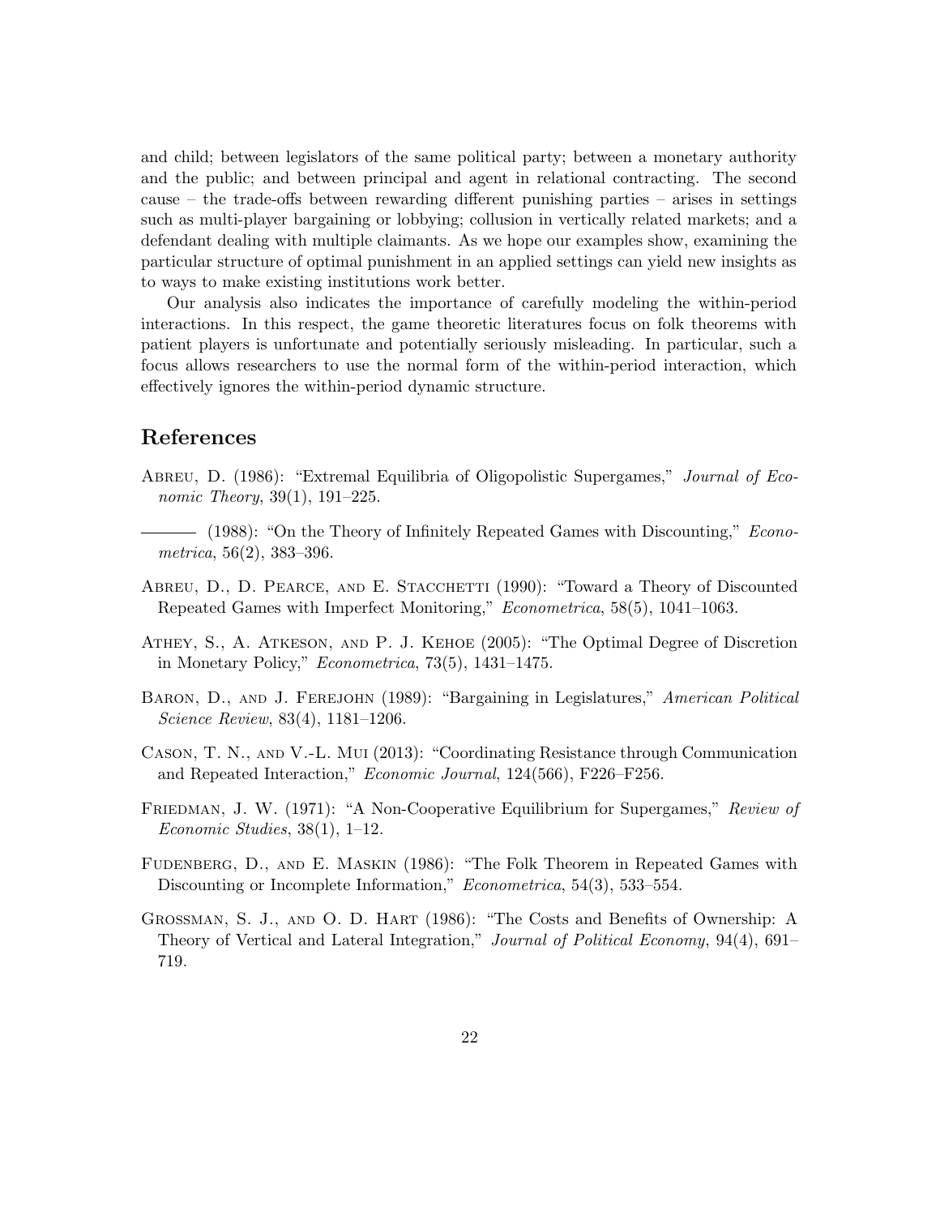and child; between legislators of the same political party; between a monetary authority and the public; and between principal and agent in relational contracting. The second cause – the trade-offs between rewarding different punishing parties – arises in settings such as multi-player bargaining or lobbying; collusion in vertically related markets; and a defendant dealing with multiple claimants. As we hope our examples show, examining the particular structure of optimal punishment in an applied settings can yield new insights as to ways to make existing institutions work better.

Our analysis also indicates the importance of carefully modeling the within-period interactions. In this respect, the game theoretic literatures focus on folk theorems with patient players is unfortunate and potentially seriously misleading. In particular, such a focus allows researchers to use the normal form of the within-period interaction, which effectively ignores the within-period dynamic structure.

## References

Abreu, D. (1986): "Extremal Equilibria of Oligopolistic Supergames," *Journal of Economic Theory*, 39(1), 191–225.

——— (1988): "On the Theory of Infinitely Repeated Games with Discounting," *Econometrica*, 56(2), 383–396.

Abreu, D., D. Pearce, and E. Stacchetti (1990): "Toward a Theory of Discounted Repeated Games with Imperfect Monitoring," *Econometrica*, 58(5), 1041–1063.

Athey, S., A. Atkeson, and P. J. Kehoe (2005): "The Optimal Degree of Discretion in Monetary Policy," *Econometrica*, 73(5), 1431–1475.

Baron, D., and J. Ferejohn (1989): "Bargaining in Legislatures," *American Political Science Review*, 83(4), 1181–1206.

Cason, T. N., and V.-L. Mui (2013): "Coordinating Resistance through Communication and Repeated Interaction," *Economic Journal*, 124(566), F226–F256.

Friedman, J. W. (1971): "A Non-Cooperative Equilibrium for Supergames," *Review of Economic Studies*, 38(1), 1–12.

Fudenberg, D., and E. Maskin (1986): "The Folk Theorem in Repeated Games with Discounting or Incomplete Information," *Econometrica*, 54(3), 533–554.

Grossman, S. J., and O. D. Hart (1986): "The Costs and Benefits of Ownership: A Theory of Vertical and Lateral Integration," *Journal of Political Economy*, 94(4), 691–719.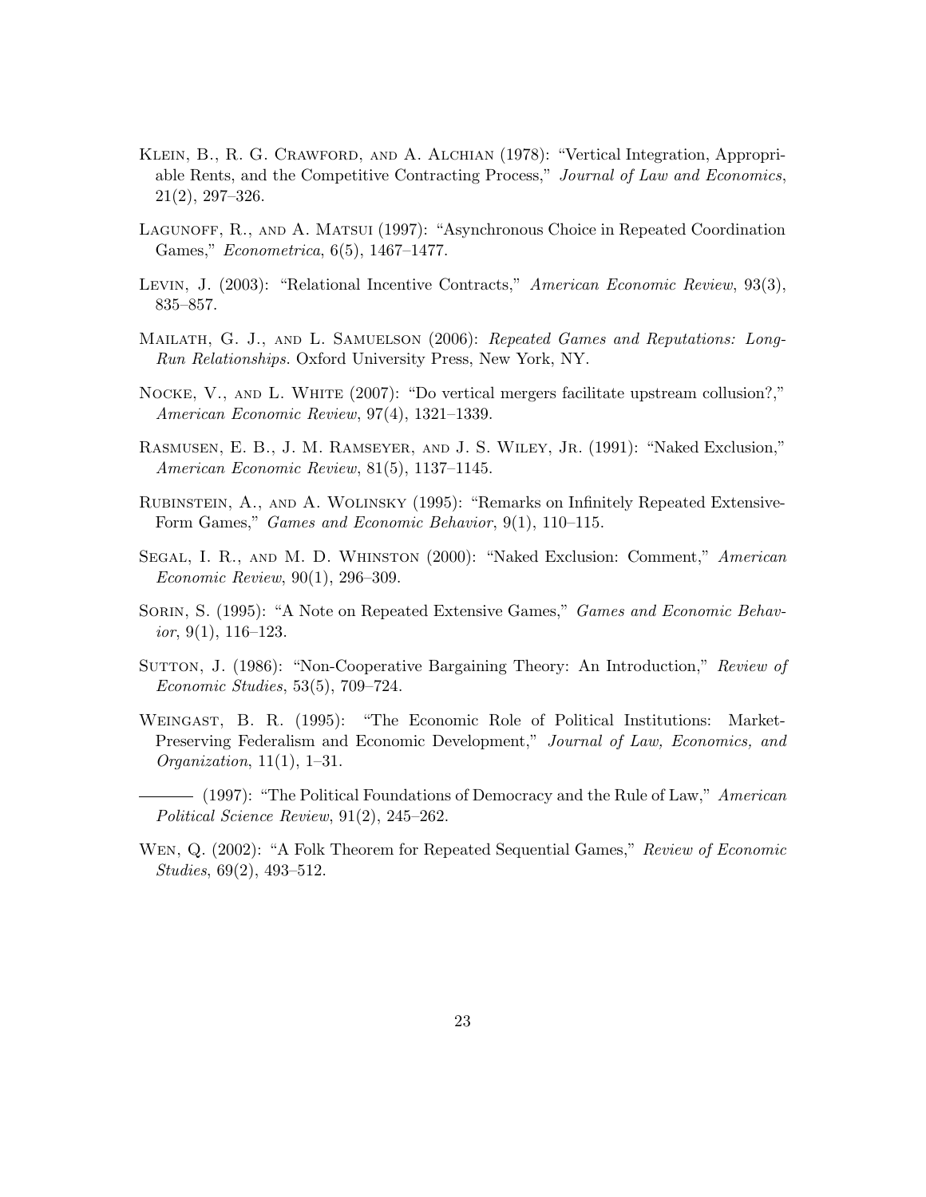Klein, B., R. G. Crawford, and A. Alchian (1978): "Vertical Integration, Appropriable Rents, and the Competitive Contracting Process," *Journal of Law and Economics*, 21(2), 297–326.

Lagunoff, R., and A. Matsui (1997): "Asynchronous Choice in Repeated Coordination Games," *Econometrica*, 6(5), 1467–1477.

Levin, J. (2003): "Relational Incentive Contracts," *American Economic Review*, 93(3), 835–857.

Mailath, G. J., and L. Samuelson (2006): *Repeated Games and Reputations: Long-Run Relationships*. Oxford University Press, New York, NY.

Nocke, V., and L. White (2007): "Do vertical mergers facilitate upstream collusion?," *American Economic Review*, 97(4), 1321–1339.

Rasmusen, E. B., J. M. Ramseyer, and J. S. Wiley, Jr. (1991): "Naked Exclusion," *American Economic Review*, 81(5), 1137–1145.

Rubinstein, A., and A. Wolinsky (1995): "Remarks on Infinitely Repeated Extensive-Form Games," *Games and Economic Behavior*, 9(1), 110–115.

Segal, I. R., and M. D. Whinston (2000): "Naked Exclusion: Comment," *American Economic Review*, 90(1), 296–309.

Sorin, S. (1995): "A Note on Repeated Extensive Games," *Games and Economic Behavior*, 9(1), 116–123.

Sutton, J. (1986): "Non-Cooperative Bargaining Theory: An Introduction," *Review of Economic Studies*, 53(5), 709–724.

Weingast, B. R. (1995): "The Economic Role of Political Institutions: Market-Preserving Federalism and Economic Development," *Journal of Law, Economics, and Organization*, 11(1), 1–31.

——— (1997): "The Political Foundations of Democracy and the Rule of Law," *American Political Science Review*, 91(2), 245–262.

Wen, Q. (2002): "A Folk Theorem for Repeated Sequential Games," *Review of Economic Studies*, 69(2), 493–512.